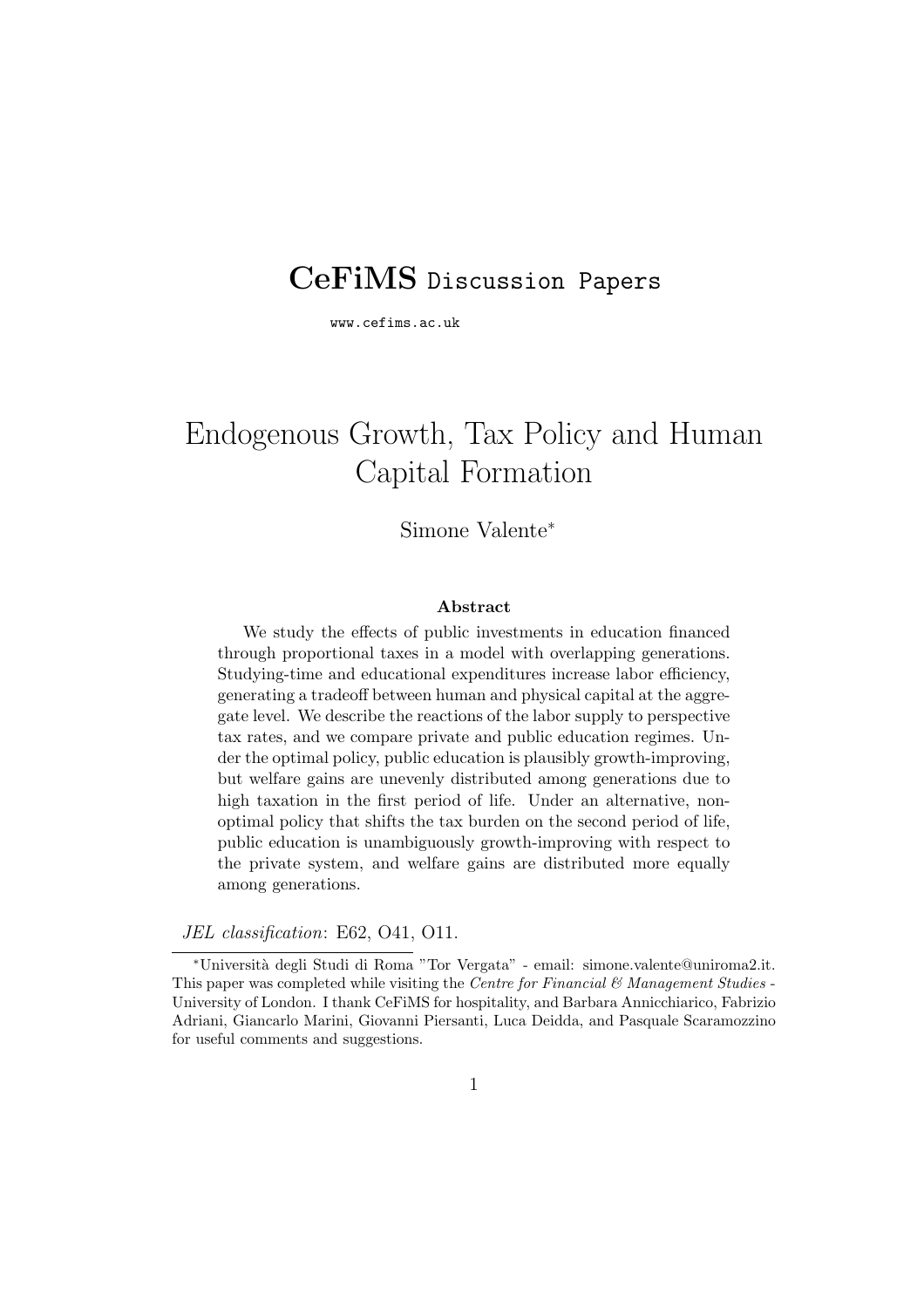**CeFiMS** Discussion Papers

www.cefims.ac.uk

# Endogenous Growth, Tax Policy and Human Capital Formation

Simone Valente*

**Abstract**

We study the effects of public investments in education financed through proportional taxes in a model with overlapping generations. Studying-time and educational expenditures increase labor efficiency, generating a tradeoff between human and physical capital at the aggregate level. We describe the reactions of the labor supply to perspective tax rates, and we compare private and public education regimes. Under the optimal policy, public education is plausibly growth-improving, but welfare gains are unevenly distributed among generations due to high taxation in the first period of life. Under an alternative, non-optimal policy that shifts the tax burden on the second period of life, public education is unambiguously growth-improving with respect to the private system, and welfare gains are distributed more equally among generations.

*JEL classification*: E62, O41, O11.

---

*Università degli Studi di Roma "Tor Vergata" - email: simone.valente@uniroma2.it. This paper was completed while visiting the *Centre for Financial & Management Studies* - University of London. I thank CeFiMS for hospitality, and Barbara Annicchiarico, Fabrizio Adriani, Giancarlo Marini, Giovanni Piersanti, Luca Deidda, and Pasquale Scaramozzino for useful comments and suggestions.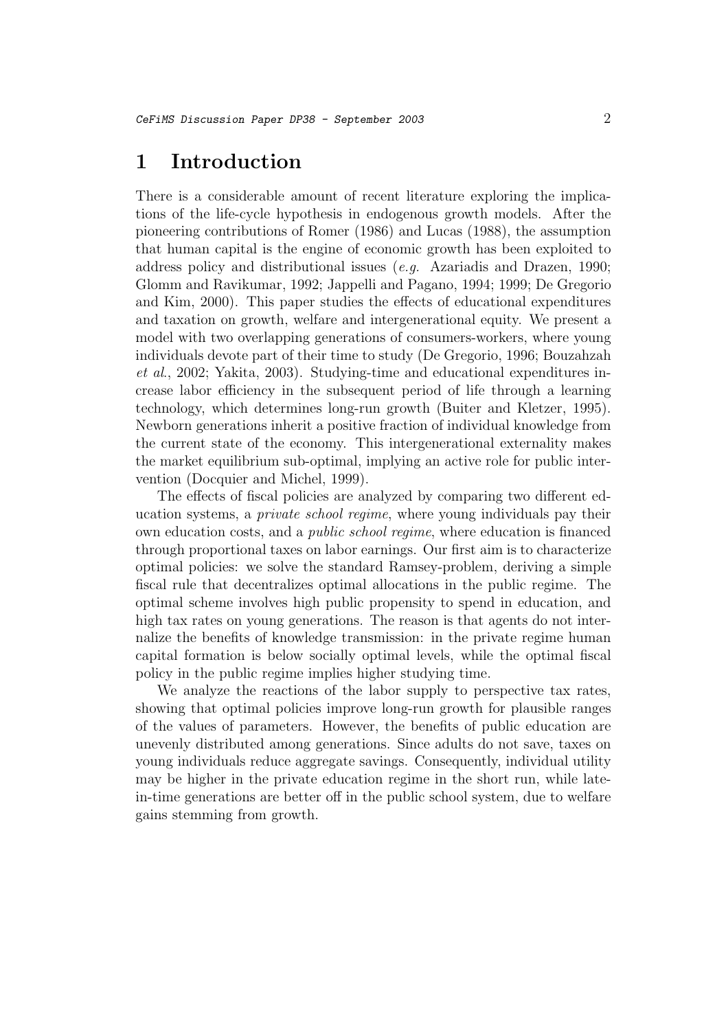# 1 Introduction

There is a considerable amount of recent literature exploring the implications of the life-cycle hypothesis in endogenous growth models. After the pioneering contributions of Romer (1986) and Lucas (1988), the assumption that human capital is the engine of economic growth has been exploited to address policy and distributional issues (*e.g.* Azariadis and Drazen, 1990; Glomm and Ravikumar, 1992; Jappelli and Pagano, 1994; 1999; De Gregorio and Kim, 2000). This paper studies the effects of educational expenditures and taxation on growth, welfare and intergenerational equity. We present a model with two overlapping generations of consumers-workers, where young individuals devote part of their time to study (De Gregorio, 1996; Bouzahzah *et al.*, 2002; Yakita, 2003). Studying-time and educational expenditures increase labor efficiency in the subsequent period of life through a learning technology, which determines long-run growth (Buiter and Kletzer, 1995). Newborn generations inherit a positive fraction of individual knowledge from the current state of the economy. This intergenerational externality makes the market equilibrium sub-optimal, implying an active role for public intervention (Docquier and Michel, 1999).

The effects of fiscal policies are analyzed by comparing two different education systems, a *private school regime*, where young individuals pay their own education costs, and a *public school regime*, where education is financed through proportional taxes on labor earnings. Our first aim is to characterize optimal policies: we solve the standard Ramsey-problem, deriving a simple fiscal rule that decentralizes optimal allocations in the public regime. The optimal scheme involves high public propensity to spend in education, and high tax rates on young generations. The reason is that agents do not internalize the benefits of knowledge transmission: in the private regime human capital formation is below socially optimal levels, while the optimal fiscal policy in the public regime implies higher studying time.

We analyze the reactions of the labor supply to perspective tax rates, showing that optimal policies improve long-run growth for plausible ranges of the values of parameters. However, the benefits of public education are unevenly distributed among generations. Since adults do not save, taxes on young individuals reduce aggregate savings. Consequently, individual utility may be higher in the private education regime in the short run, while late-in-time generations are better off in the public school system, due to welfare gains stemming from growth.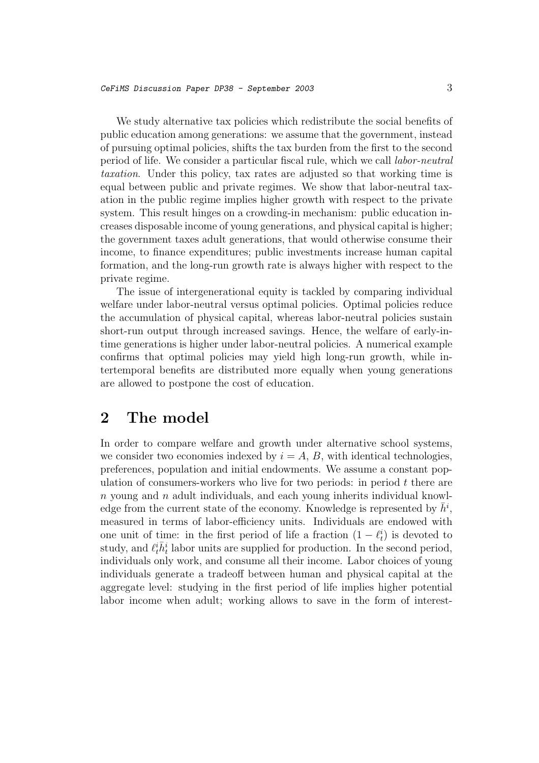We study alternative tax policies which redistribute the social benefits of public education among generations: we assume that the government, instead of pursuing optimal policies, shifts the tax burden from the first to the second period of life. We consider a particular fiscal rule, which we call *labor-neutral taxation*. Under this policy, tax rates are adjusted so that working time is equal between public and private regimes. We show that labor-neutral taxation in the public regime implies higher growth with respect to the private system. This result hinges on a crowding-in mechanism: public education increases disposable income of young generations, and physical capital is higher; the government taxes adult generations, that would otherwise consume their income, to finance expenditures; public investments increase human capital formation, and the long-run growth rate is always higher with respect to the private regime.

The issue of intergenerational equity is tackled by comparing individual welfare under labor-neutral versus optimal policies. Optimal policies reduce the accumulation of physical capital, whereas labor-neutral policies sustain short-run output through increased savings. Hence, the welfare of early-in-time generations is higher under labor-neutral policies. A numerical example confirms that optimal policies may yield high long-run growth, while intertemporal benefits are distributed more equally when young generations are allowed to postpone the cost of education.

## 2 The model

In order to compare welfare and growth under alternative school systems, we consider two economies indexed by $i = A, B$, with identical technologies, preferences, population and initial endowments. We assume a constant population of consumers-workers who live for two periods: in period $t$ there are $n$ young and $n$ adult individuals, and each young inherits individual knowledge from the current state of the economy. Knowledge is represented by $\bar{h}^i$, measured in terms of labor-efficiency units. Individuals are endowed with one unit of time: in the first period of life a fraction $(1 - \ell_t^i)$ is devoted to study, and $\ell_t^i \bar{h}_t^i$ labor units are supplied for production. In the second period, individuals only work, and consume all their income. Labor choices of young individuals generate a tradeoff between human and physical capital at the aggregate level: studying in the first period of life implies higher potential labor income when adult; working allows to save in the form of interest-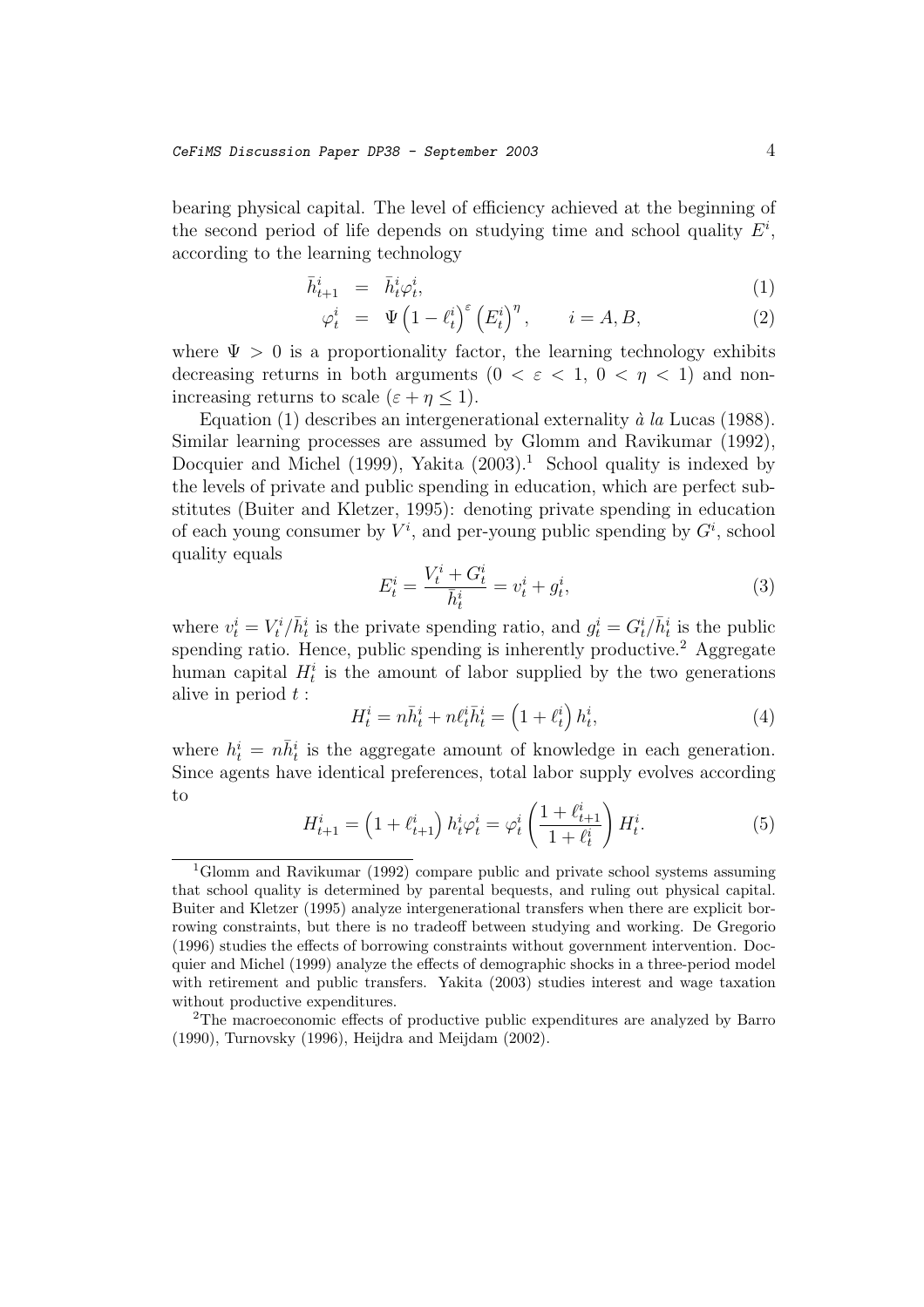bearing physical capital. The level of efficiency achieved at the beginning of the second period of life depends on studying time and school quality $E^i$, according to the learning technology

$$\bar{h}^i_{t+1} = \bar{h}^i_t \varphi^i_t, \tag{1}$$

$$\varphi^i_t = \Psi \left(1-\ell^i_t\right)^{\varepsilon} \left(E^i_t\right)^{\eta}, \qquad i = A, B, \tag{2}$$

where $\Psi > 0$ is a proportionality factor, the learning technology exhibits decreasing returns in both arguments ($0 < \varepsilon < 1$, $0 < \eta < 1$) and non-increasing returns to scale ($\varepsilon + \eta \leq 1$).

Equation (1) describes an intergenerational externality *à la* Lucas (1988). Similar learning processes are assumed by Glomm and Ravikumar (1992), Docquier and Michel (1999), Yakita (2003).[1] School quality is indexed by the levels of private and public spending in education, which are perfect substitutes (Buiter and Kletzer, 1995): denoting private spending in education of each young consumer by $V^i$, and per-young public spending by $G^i$, school quality equals

$$E^i_t = \frac{V^i_t + G^i_t}{\bar{h}^i_t} = v^i_t + g^i_t, \tag{3}$$

where $v^i_t = V^i_t / \bar{h}^i_t$ is the private spending ratio, and $g^i_t = G^i_t / \bar{h}^i_t$ is the public spending ratio. Hence, public spending is inherently productive.[2] Aggregate human capital $H^i_t$ is the amount of labor supplied by the two generations alive in period $t$ :

$$H^i_t = n\bar{h}^i_t + n\ell^i_t \bar{h}^i_t = \left(1+\ell^i_t\right) h^i_t, \tag{4}$$

where $h^i_t = n\bar{h}^i_t$ is the aggregate amount of knowledge in each generation. Since agents have identical preferences, total labor supply evolves according to

$$H^i_{t+1} = \left(1+\ell^i_{t+1}\right) h^i_t \varphi^i_t = \varphi^i_t \left(\frac{1+\ell^i_{t+1}}{1+\ell^i_t}\right) H^i_t. \tag{5}$$

---

[1] Glomm and Ravikumar (1992) compare public and private school systems assuming that school quality is determined by parental bequests, and ruling out physical capital. Buiter and Kletzer (1995) analyze intergenerational transfers when there are explicit borrowing constraints, but there is no tradeoff between studying and working. De Gregorio (1996) studies the effects of borrowing constraints without government intervention. Docquier and Michel (1999) analyze the effects of demographic shocks in a three-period model with retirement and public transfers. Yakita (2003) studies interest and wage taxation without productive expenditures.

[2] The macroeconomic effects of productive public expenditures are analyzed by Barro (1990), Turnovsky (1996), Heijdra and Meijdam (2002).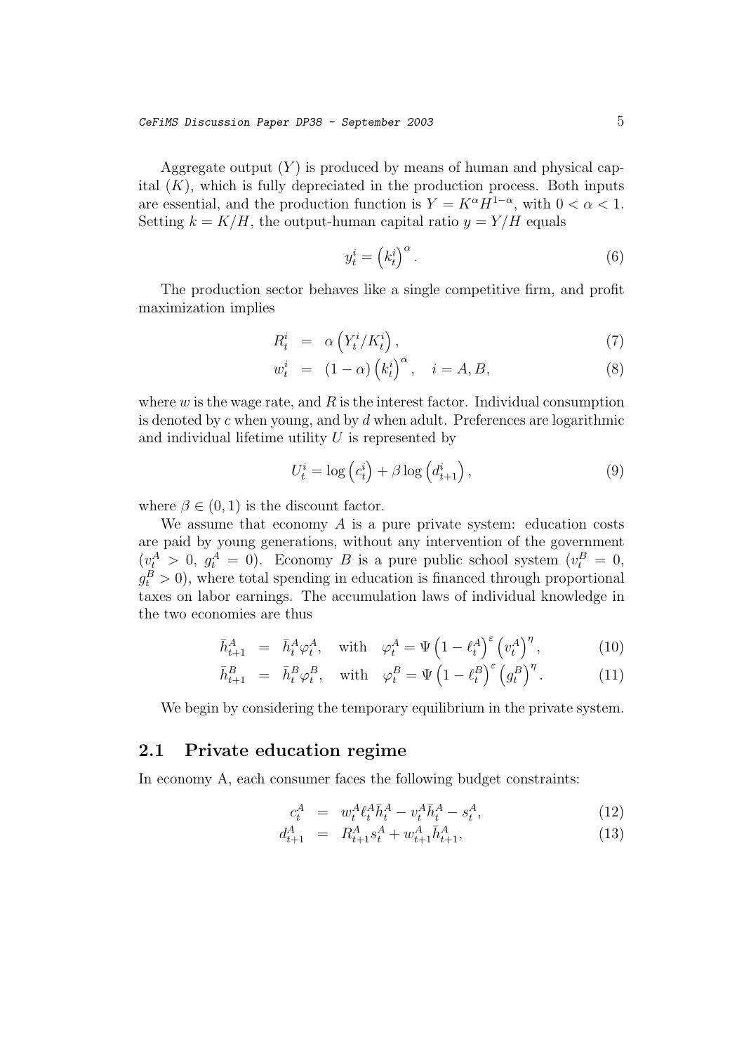Aggregate output ($Y$) is produced by means of human and physical capital ($K$), which is fully depreciated in the production process. Both inputs are essential, and the production function is $Y = K^{\alpha} H^{1-\alpha}$, with $0 < \alpha < 1$. Setting $k = K/H$, the output-human capital ratio $y = Y/H$ equals

$$y_t^i = \left(k_t^i\right)^{\alpha}. \tag{6}$$

The production sector behaves like a single competitive firm, and profit maximization implies

$$R_t^i = \alpha \left(Y_t^i / K_t^i\right), \tag{7}$$

$$w_t^i = (1-\alpha)\left(k_t^i\right)^{\alpha}, \quad i = A, B, \tag{8}$$

where $w$ is the wage rate, and $R$ is the interest factor. Individual consumption is denoted by $c$ when young, and by $d$ when adult. Preferences are logarithmic and individual lifetime utility $U$ is represented by

$$U_t^i = \log\left(c_t^i\right) + \beta \log\left(d_{t+1}^i\right), \tag{9}$$

where $\beta \in (0, 1)$ is the discount factor.

We assume that economy $A$ is a pure private system: education costs are paid by young generations, without any intervention of the government ($v_t^A > 0$, $g_t^A = 0$). Economy $B$ is a pure public school system ($v_t^B = 0$, $g_t^B > 0$), where total spending in education is financed through proportional taxes on labor earnings. The accumulation laws of individual knowledge in the two economies are thus

$$\bar{h}_{t+1}^A = \bar{h}_t^A \varphi_t^A, \quad \text{with} \quad \varphi_t^A = \Psi\left(1 - \ell_t^A\right)^{\varepsilon}\left(v_t^A\right)^{\eta}, \tag{10}$$

$$\bar{h}_{t+1}^B = \bar{h}_t^B \varphi_t^B, \quad \text{with} \quad \varphi_t^B = \Psi\left(1 - \ell_t^B\right)^{\varepsilon}\left(g_t^B\right)^{\eta}. \tag{11}$$

We begin by considering the temporary equilibrium in the private system.

## 2.1 Private education regime

In economy A, each consumer faces the following budget constraints:

$$c_t^A = w_t^A \ell_t^A \bar{h}_t^A - v_t^A \bar{h}_t^A - s_t^A, \tag{12}$$

$$d_{t+1}^A = R_{t+1}^A s_t^A + w_{t+1}^A \bar{h}_{t+1}^A, \tag{13}$$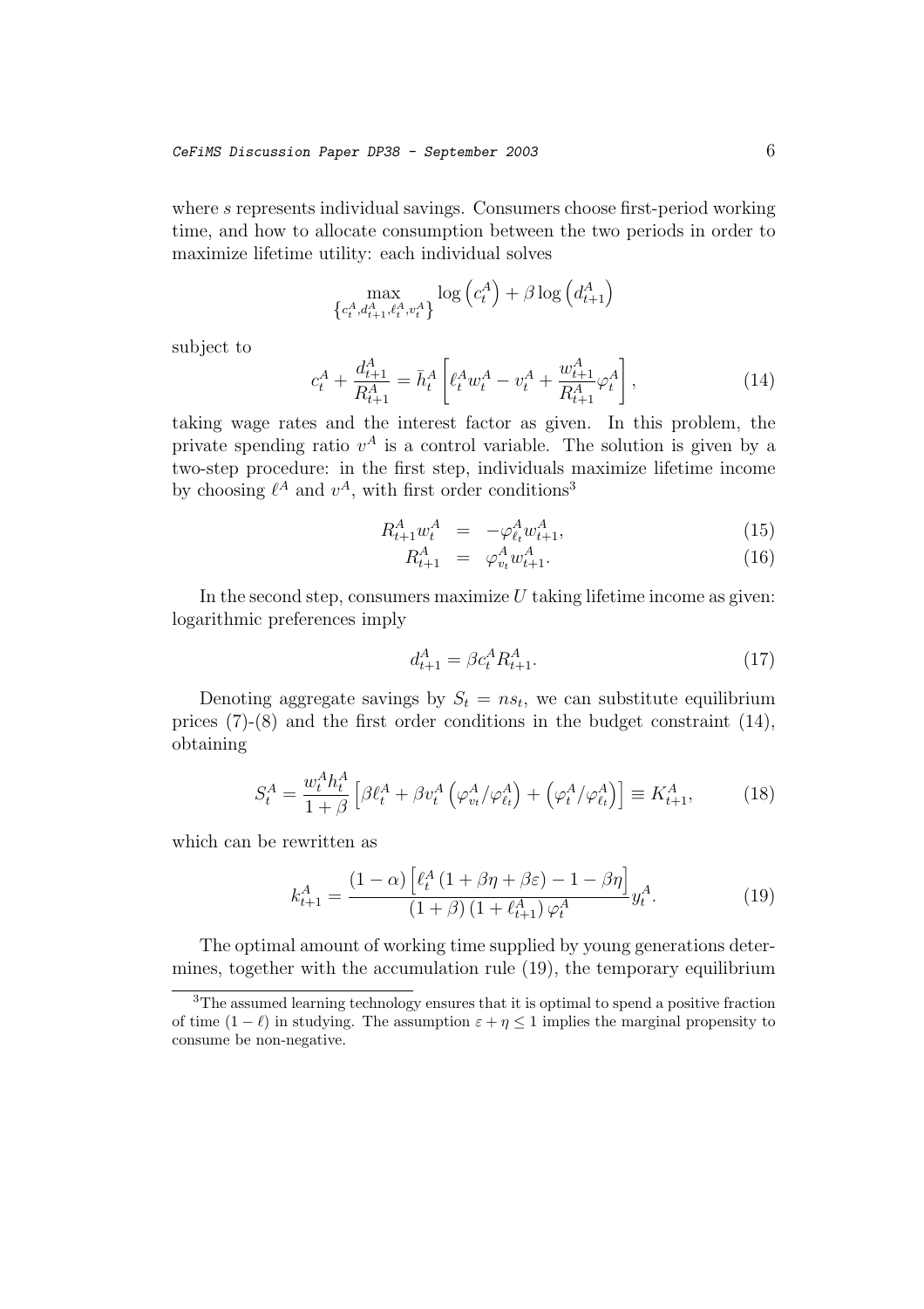where $s$ represents individual savings. Consumers choose first-period working time, and how to allocate consumption between the two periods in order to maximize lifetime utility: each individual solves

$$\max_{\left\{c_t^A, d_{t+1}^A, \ell_t^A, v_t^A\right\}} \log\left(c_t^A\right) + \beta \log\left(d_{t+1}^A\right)$$

subject to

$$c_t^A + \frac{d_{t+1}^A}{R_{t+1}^A} = \bar{h}_t^A \left[\ell_t^A w_t^A - v_t^A + \frac{w_{t+1}^A}{R_{t+1}^A}\varphi_t^A\right], \tag{14}$$

taking wage rates and the interest factor as given. In this problem, the private spending ratio $v^A$ is a control variable. The solution is given by a two-step procedure: in the first step, individuals maximize lifetime income by choosing $\ell^A$ and $v^A$, with first order conditions[3]

$$R_{t+1}^A w_t^A = -\varphi_{\ell_t}^A w_{t+1}^A, \tag{15}$$

$$R_{t+1}^A = \varphi_{v_t}^A w_{t+1}^A. \tag{16}$$

In the second step, consumers maximize $U$ taking lifetime income as given: logarithmic preferences imply

$$d_{t+1}^A = \beta c_t^A R_{t+1}^A. \tag{17}$$

Denoting aggregate savings by $S_t = n s_t$, we can substitute equilibrium prices (7)-(8) and the first order conditions in the budget constraint (14), obtaining

$$S_t^A = \frac{w_t^A h_t^A}{1+\beta}\left[\beta \ell_t^A + \beta v_t^A \left(\varphi_{v_t}^A / \varphi_{\ell_t}^A\right) + \left(\varphi_t^A / \varphi_{\ell_t}^A\right)\right] \equiv K_{t+1}^A, \tag{18}$$

which can be rewritten as

$$k_{t+1}^A = \frac{(1-\alpha)\left[\ell_t^A\left(1+\beta\eta+\beta\varepsilon\right) - 1 - \beta\eta\right]}{(1+\beta)\left(1+\ell_{t+1}^A\right)\varphi_t^A} y_t^A. \tag{19}$$

The optimal amount of working time supplied by young generations determines, together with the accumulation rule (19), the temporary equilibrium

[3] The assumed learning technology ensures that it is optimal to spend a positive fraction of time $(1-\ell)$ in studying. The assumption $\varepsilon + \eta \leq 1$ implies the marginal propensity to consume be non-negative.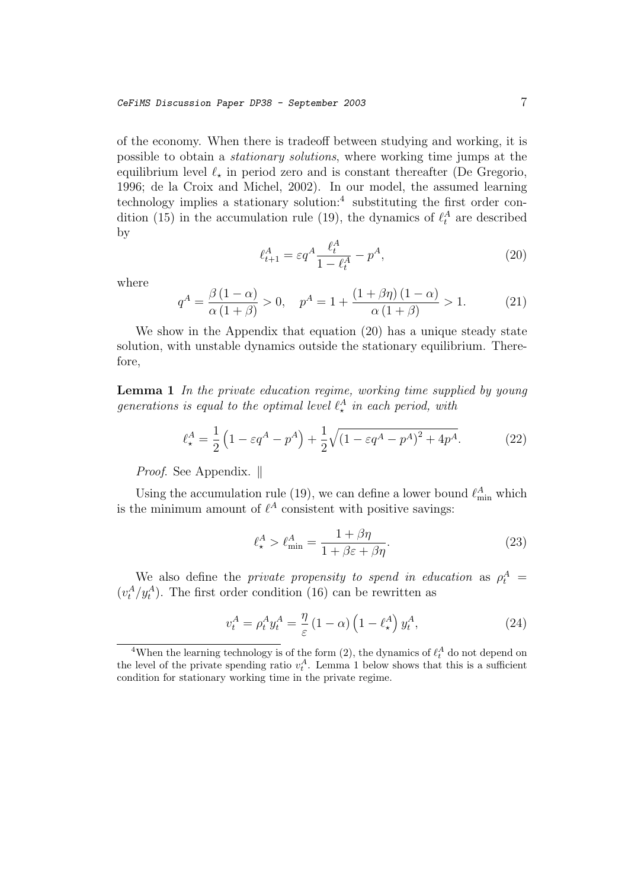of the economy. When there is tradeoff between studying and working, it is possible to obtain a *stationary solutions*, where working time jumps at the equilibrium level $\ell_\star$ in period zero and is constant thereafter (De Gregorio, 1996; de la Croix and Michel, 2002). In our model, the assumed learning technology implies a stationary solution:[4] substituting the first order condition (15) in the accumulation rule (19), the dynamics of $\ell_t^A$ are described by

$$\ell_{t+1}^A = \varepsilon q^A \frac{\ell_t^A}{1-\ell_t^A} - p^A, \tag{20}$$

where

$$q^A = \frac{\beta(1-\alpha)}{\alpha(1+\beta)} > 0, \quad p^A = 1 + \frac{(1+\beta\eta)(1-\alpha)}{\alpha(1+\beta)} > 1. \tag{21}$$

We show in the Appendix that equation (20) has a unique steady state solution, with unstable dynamics outside the stationary equilibrium. Therefore,

**Lemma 1** *In the private education regime, working time supplied by young generations is equal to the optimal level $\ell_\star^A$ in each period, with*

$$\ell_\star^A = \frac{1}{2}\left(1 - \varepsilon q^A - p^A\right) + \frac{1}{2}\sqrt{\left(1 - \varepsilon q^A - p^A\right)^2 + 4p^A}. \tag{22}$$

*Proof*. See Appendix. ‖

Using the accumulation rule (19), we can define a lower bound $\ell_{\min}^A$ which is the minimum amount of $\ell^A$ consistent with positive savings:

$$\ell_\star^A > \ell_{\min}^A = \frac{1+\beta\eta}{1+\beta\varepsilon+\beta\eta}. \tag{23}$$

We also define the *private propensity to spend in education* as $\rho_t^A = (v_t^A / y_t^A)$. The first order condition (16) can be rewritten as

$$v_t^A = \rho_t^A y_t^A = \frac{\eta}{\varepsilon}(1-\alpha)\left(1-\ell_\star^A\right) y_t^A, \tag{24}$$

---

[4] When the learning technology is of the form (2), the dynamics of $\ell_t^A$ do not depend on the level of the private spending ratio $v_t^A$. Lemma 1 below shows that this is a sufficient condition for stationary working time in the private regime.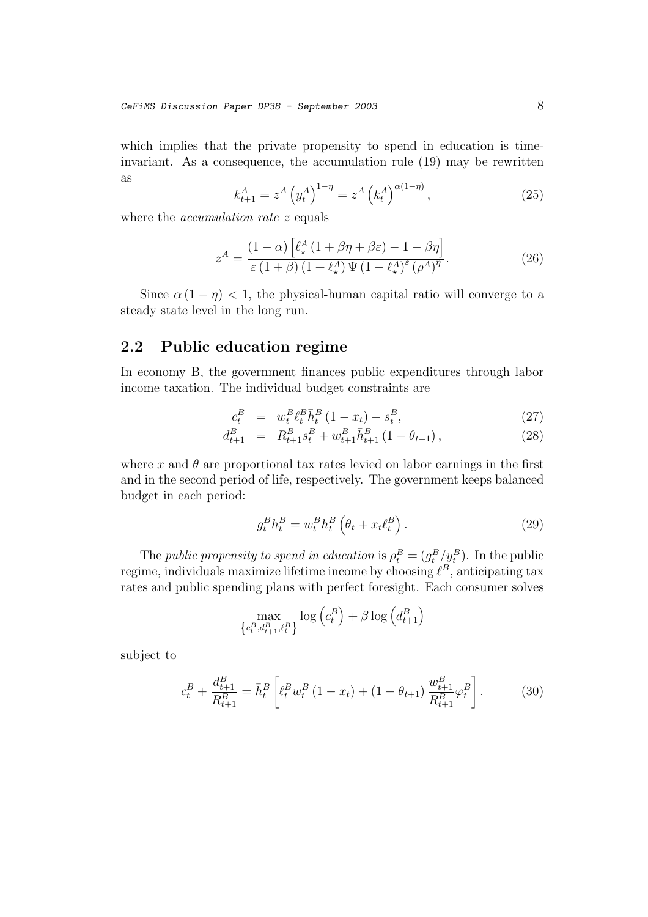which implies that the private propensity to spend in education is time-invariant. As a consequence, the accumulation rule (19) may be rewritten as

$$k_{t+1}^{A} = z^{A}\left(y_{t}^{A}\right)^{1-\eta} = z^{A}\left(k_{t}^{A}\right)^{\alpha(1-\eta)}, \tag{25}$$

where the *accumulation rate* $z$ equals

$$z^{A} = \frac{(1-\alpha)\left[\ell_{\star}^{A}\left(1+\beta\eta+\beta\varepsilon\right)-1-\beta\eta\right]}{\varepsilon\left(1+\beta\right)\left(1+\ell_{\star}^{A}\right)\Psi\left(1-\ell_{\star}^{A}\right)^{\varepsilon}\left(\rho^{A}\right)^{\eta}}. \tag{26}$$

Since $\alpha(1-\eta)<1$, the physical-human capital ratio will converge to a steady state level in the long run.

## 2.2 Public education regime

In economy B, the government finances public expenditures through labor income taxation. The individual budget constraints are

$$c_{t}^{B} = w_{t}^{B}\ell_{t}^{B}\bar{h}_{t}^{B}\left(1-x_{t}\right)-s_{t}^{B}, \tag{27}$$

$$d_{t+1}^{B} = R_{t+1}^{B}s_{t}^{B}+w_{t+1}^{B}\bar{h}_{t+1}^{B}\left(1-\theta_{t+1}\right), \tag{28}$$

where $x$ and $\theta$ are proportional tax rates levied on labor earnings in the first and in the second period of life, respectively. The government keeps balanced budget in each period:

$$g_{t}^{B}h_{t}^{B} = w_{t}^{B}h_{t}^{B}\left(\theta_{t}+x_{t}\ell_{t}^{B}\right). \tag{29}$$

The *public propensity to spend in education* is $\rho_{t}^{B}=\left(g_{t}^{B}/y_{t}^{B}\right)$. In the public regime, individuals maximize lifetime income by choosing $\ell^{B}$, anticipating tax rates and public spending plans with perfect foresight. Each consumer solves

$$\max_{\left\{c_{t}^{B},d_{t+1}^{B},\ell_{t}^{B}\right\}} \log\left(c_{t}^{B}\right)+\beta\log\left(d_{t+1}^{B}\right)$$

subject to

$$c_{t}^{B}+\frac{d_{t+1}^{B}}{R_{t+1}^{B}} = \bar{h}_{t}^{B}\left[\ell_{t}^{B}w_{t}^{B}\left(1-x_{t}\right)+\left(1-\theta_{t+1}\right)\frac{w_{t+1}^{B}}{R_{t+1}^{B}}\varphi_{t}^{B}\right]. \tag{30}$$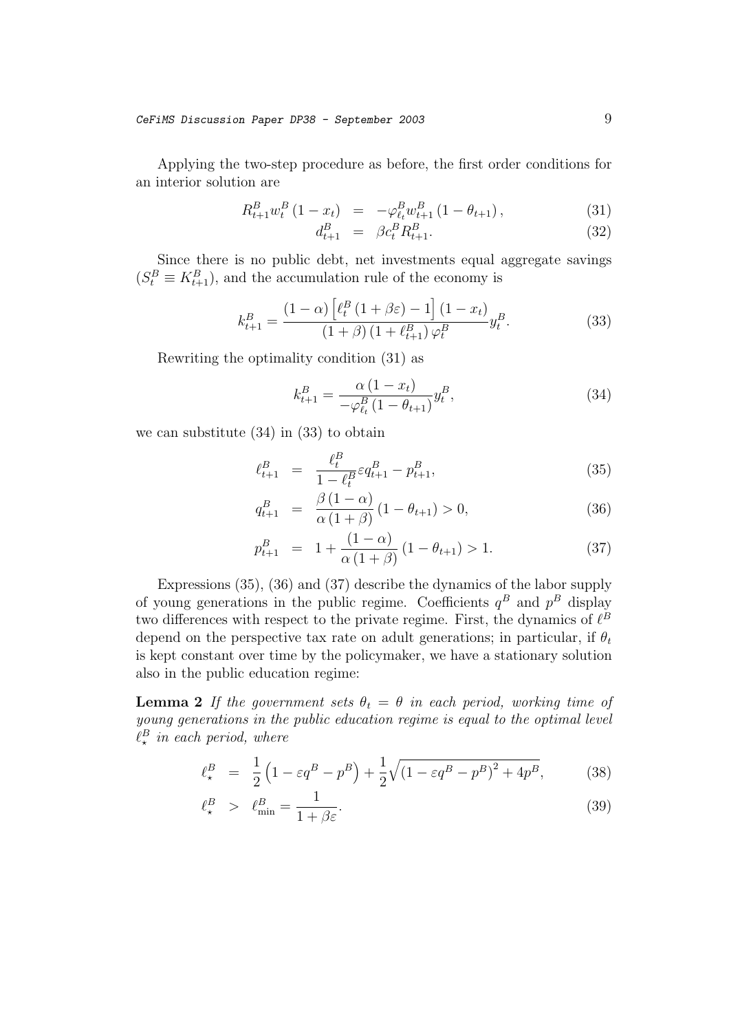Applying the two-step procedure as before, the first order conditions for an interior solution are

$$
\begin{aligned}
R_{t+1}^{B} w_{t}^{B} \left(1 - x_{t}\right) &= -\varphi_{\ell_{t}}^{B} w_{t+1}^{B} \left(1 - \theta_{t+1}\right), &\quad (31)\\
d_{t+1}^{B} &= \beta c_{t}^{B} R_{t+1}^{B}. &\quad (32)
\end{aligned}
$$

Since there is no public debt, net investments equal aggregate savings ($S_t^B \equiv K_{t+1}^B$), and the accumulation rule of the economy is

$$
k_{t+1}^{B} = \frac{\left(1-\alpha\right)\left[\ell_{t}^{B}\left(1+\beta\varepsilon\right)-1\right]\left(1-x_{t}\right)}{\left(1+\beta\right)\left(1+\ell_{t+1}^{B}\right)\varphi_{t}^{B}} y_{t}^{B}. \tag{33}
$$

Rewriting the optimality condition (31) as

$$
k_{t+1}^{B} = \frac{\alpha\left(1-x_{t}\right)}{-\varphi_{\ell_{t}}^{B}\left(1-\theta_{t+1}\right)} y_{t}^{B}, \tag{34}
$$

we can substitute (34) in (33) to obtain

$$
\begin{aligned}
\ell_{t+1}^{B} &= \frac{\ell_{t}^{B}}{1-\ell_{t}^{B}} \varepsilon q_{t+1}^{B} - p_{t+1}^{B}, &\quad (35)\\
q_{t+1}^{B} &= \frac{\beta\left(1-\alpha\right)}{\alpha\left(1+\beta\right)}\left(1-\theta_{t+1}\right) > 0, &\quad (36)\\
p_{t+1}^{B} &= 1 + \frac{\left(1-\alpha\right)}{\alpha\left(1+\beta\right)}\left(1-\theta_{t+1}\right) > 1. &\quad (37)
\end{aligned}
$$

Expressions (35), (36) and (37) describe the dynamics of the labor supply of young generations in the public regime. Coefficients $q^B$ and $p^B$ display two differences with respect to the private regime. First, the dynamics of $\ell^B$ depend on the perspective tax rate on adult generations; in particular, if $\theta_t$ is kept constant over time by the policymaker, we have a stationary solution also in the public education regime:

**Lemma 2** *If the government sets $\theta_t = \theta$ in each period, working time of young generations in the public education regime is equal to the optimal level $\ell_\star^B$ in each period, where*

$$
\begin{aligned}
\ell_{\star}^{B} &= \frac{1}{2}\left(1-\varepsilon q^{B}-p^{B}\right)+\frac{1}{2}\sqrt{\left(1-\varepsilon q^{B}-p^{B}\right)^{2}+4p^{B}}, &\quad (38)\\
\ell_{\star}^{B} &> \ell_{\min}^{B} = \frac{1}{1+\beta\varepsilon}. &\quad (39)
\end{aligned}
$$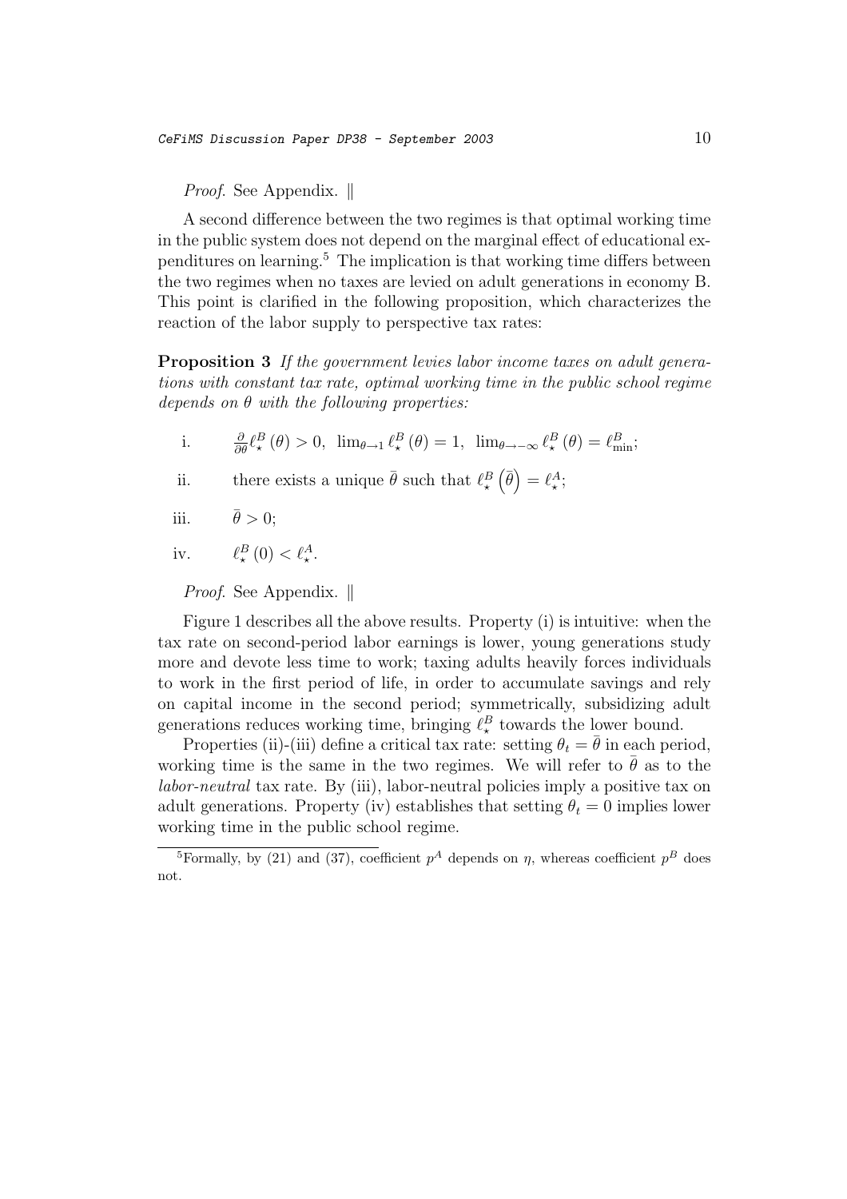*Proof*. See Appendix. ∥

A second difference between the two regimes is that optimal working time in the public system does not depend on the marginal effect of educational expenditures on learning.[5] The implication is that working time differs between the two regimes when no taxes are levied on adult generations in economy B. This point is clarified in the following proposition, which characterizes the reaction of the labor supply to perspective tax rates:

**Proposition 3** *If the government levies labor income taxes on adult generations with constant tax rate, optimal working time in the public school regime depends on* $\theta$ *with the following properties:*

i. $\frac{\partial}{\partial\theta}\ell_\star^B(\theta) > 0,\ \lim_{\theta\to 1}\ell_\star^B(\theta) = 1,\ \lim_{\theta\to -\infty}\ell_\star^B(\theta) = \ell_{\min}^B$;

ii. there exists a unique $\bar{\theta}$ such that $\ell_\star^B\left(\bar{\theta}\right) = \ell_\star^A$;

iii. $\bar{\theta} > 0$;

iv. $\ell_\star^B(0) < \ell_\star^A$.

*Proof*. See Appendix. ∥

Figure 1 describes all the above results. Property (i) is intuitive: when the tax rate on second-period labor earnings is lower, young generations study more and devote less time to work; taxing adults heavily forces individuals to work in the first period of life, in order to accumulate savings and rely on capital income in the second period; symmetrically, subsidizing adult generations reduces working time, bringing $\ell_\star^B$ towards the lower bound.

Properties (ii)-(iii) define a critical tax rate: setting $\theta_t = \bar{\theta}$ in each period, working time is the same in the two regimes. We will refer to $\bar{\theta}$ as to the *labor-neutral* tax rate. By (iii), labor-neutral policies imply a positive tax on adult generations. Property (iv) establishes that setting $\theta_t = 0$ implies lower working time in the public school regime.

---

[5] Formally, by (21) and (37), coefficient $p^A$ depends on $\eta$, whereas coefficient $p^B$ does not.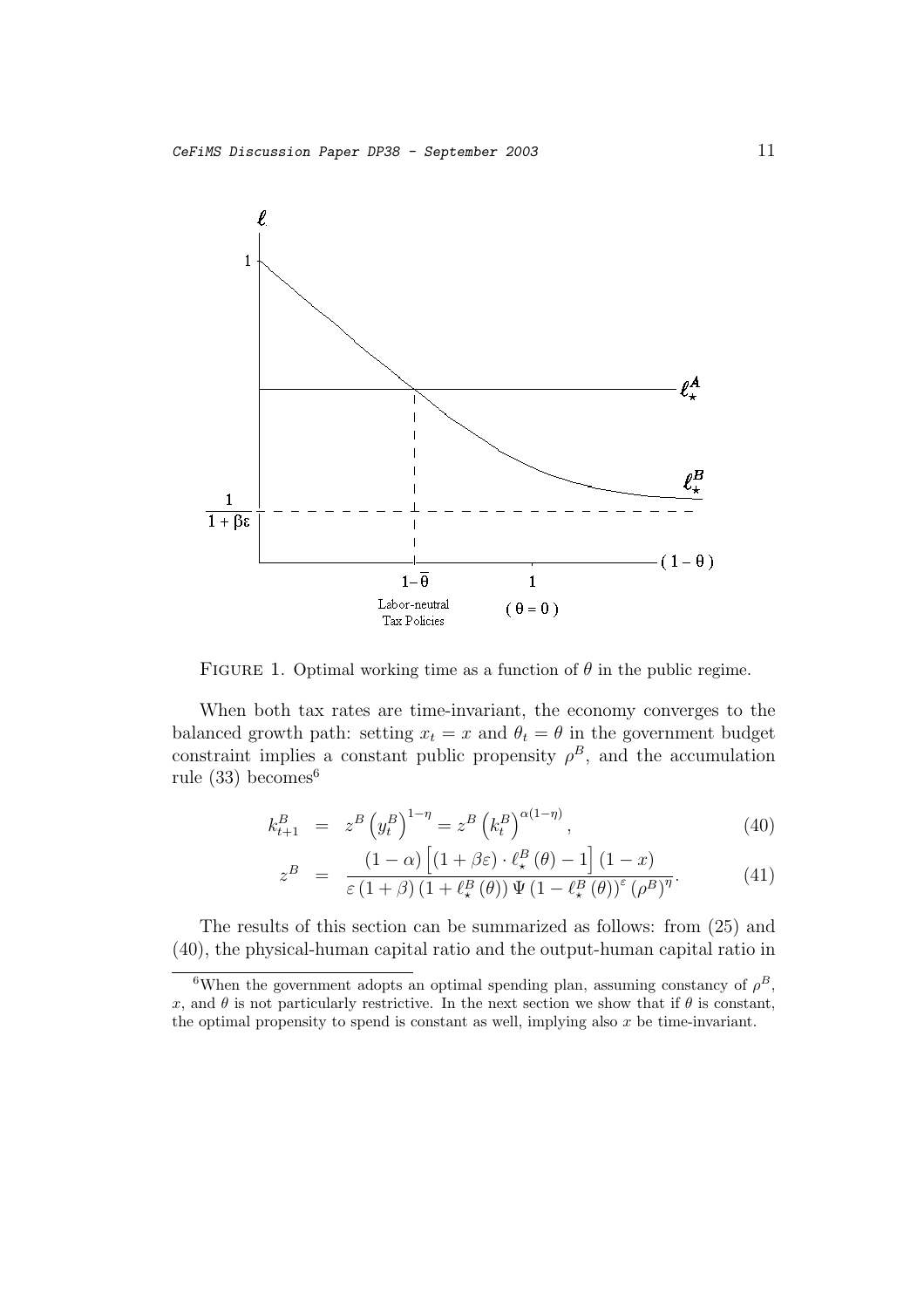FIGURE 1. Optimal working time as a function of $\theta$ in the public regime.

When both tax rates are time-invariant, the economy converges to the balanced growth path: setting $x_t = x$ and $\theta_t = \theta$ in the government budget constraint implies a constant public propensity $\rho^B$, and the accumulation rule (33) becomes[6]

$$k_{t+1}^B = z^B \left(y_t^B\right)^{1-\eta} = z^B \left(k_t^B\right)^{\alpha(1-\eta)}, \tag{40}$$

$$z^B = \frac{(1-\alpha)\left[(1+\beta\varepsilon)\cdot \ell_\star^B(\theta) - 1\right](1-x)}{\varepsilon(1+\beta)\left(1+\ell_\star^B(\theta)\right)\Psi\left(1-\ell_\star^B(\theta)\right)^\varepsilon \left(\rho^B\right)^\eta}. \tag{41}$$

The results of this section can be summarized as follows: from (25) and (40), the physical-human capital ratio and the output-human capital ratio in

[6] When the government adopts an optimal spending plan, assuming constancy of $\rho^B$, $x$, and $\theta$ is not particularly restrictive. In the next section we show that if $\theta$ is constant, the optimal propensity to spend is constant as well, implying also $x$ be time-invariant.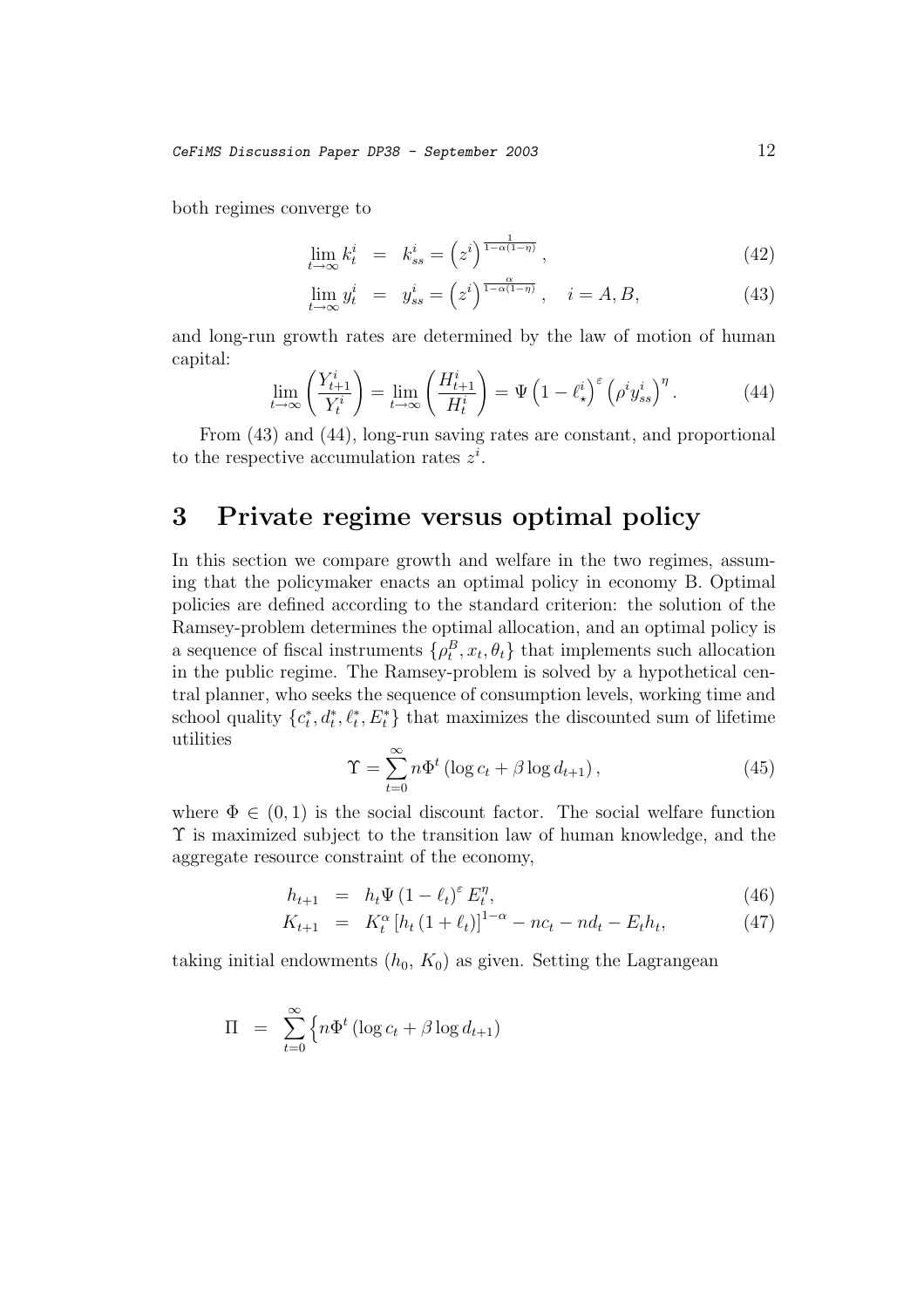both regimes converge to

$$\lim_{t\to\infty} k_t^i = k_{ss}^i = \left(z^i\right)^{\frac{1}{1-\alpha(1-\eta)}}, \tag{42}$$

$$\lim_{t\to\infty} y_t^i = y_{ss}^i = \left(z^i\right)^{\frac{\alpha}{1-\alpha(1-\eta)}}, \quad i = A, B, \tag{43}$$

and long-run growth rates are determined by the law of motion of human capital:

$$\lim_{t\to\infty}\left(\frac{Y_{t+1}^i}{Y_t^i}\right) = \lim_{t\to\infty}\left(\frac{H_{t+1}^i}{H_t^i}\right) = \Psi\left(1-\ell_\star^i\right)^\varepsilon \left(\rho^i y_{ss}^i\right)^\eta. \tag{44}$$

From (43) and (44), long-run saving rates are constant, and proportional to the respective accumulation rates $z^i$.

# 3 Private regime versus optimal policy

In this section we compare growth and welfare in the two regimes, assuming that the policymaker enacts an optimal policy in economy B. Optimal policies are defined according to the standard criterion: the solution of the Ramsey-problem determines the optimal allocation, and an optimal policy is a sequence of fiscal instruments $\{\rho_t^B, x_t, \theta_t\}$ that implements such allocation in the public regime. The Ramsey-problem is solved by a hypothetical central planner, who seeks the sequence of consumption levels, working time and school quality $\{c_t^*, d_t^*, \ell_t^*, E_t^*\}$ that maximizes the discounted sum of lifetime utilities

$$\Upsilon = \sum_{t=0}^{\infty} n\Phi^t \left(\log c_t + \beta \log d_{t+1}\right), \tag{45}$$

where $\Phi \in (0,1)$ is the social discount factor. The social welfare function $\Upsilon$ is maximized subject to the transition law of human knowledge, and the aggregate resource constraint of the economy,

$$h_{t+1} = h_t \Psi \left(1-\ell_t\right)^\varepsilon E_t^\eta, \tag{46}$$

$$K_{t+1} = K_t^\alpha \left[h_t\left(1+\ell_t\right)\right]^{1-\alpha} - nc_t - nd_t - E_t h_t, \tag{47}$$

taking initial endowments $(h_0, K_0)$ as given. Setting the Lagrangean

$$\Pi = \sum_{t=0}^{\infty} \Big\{ n\Phi^t \left(\log c_t + \beta \log d_{t+1}\right)$$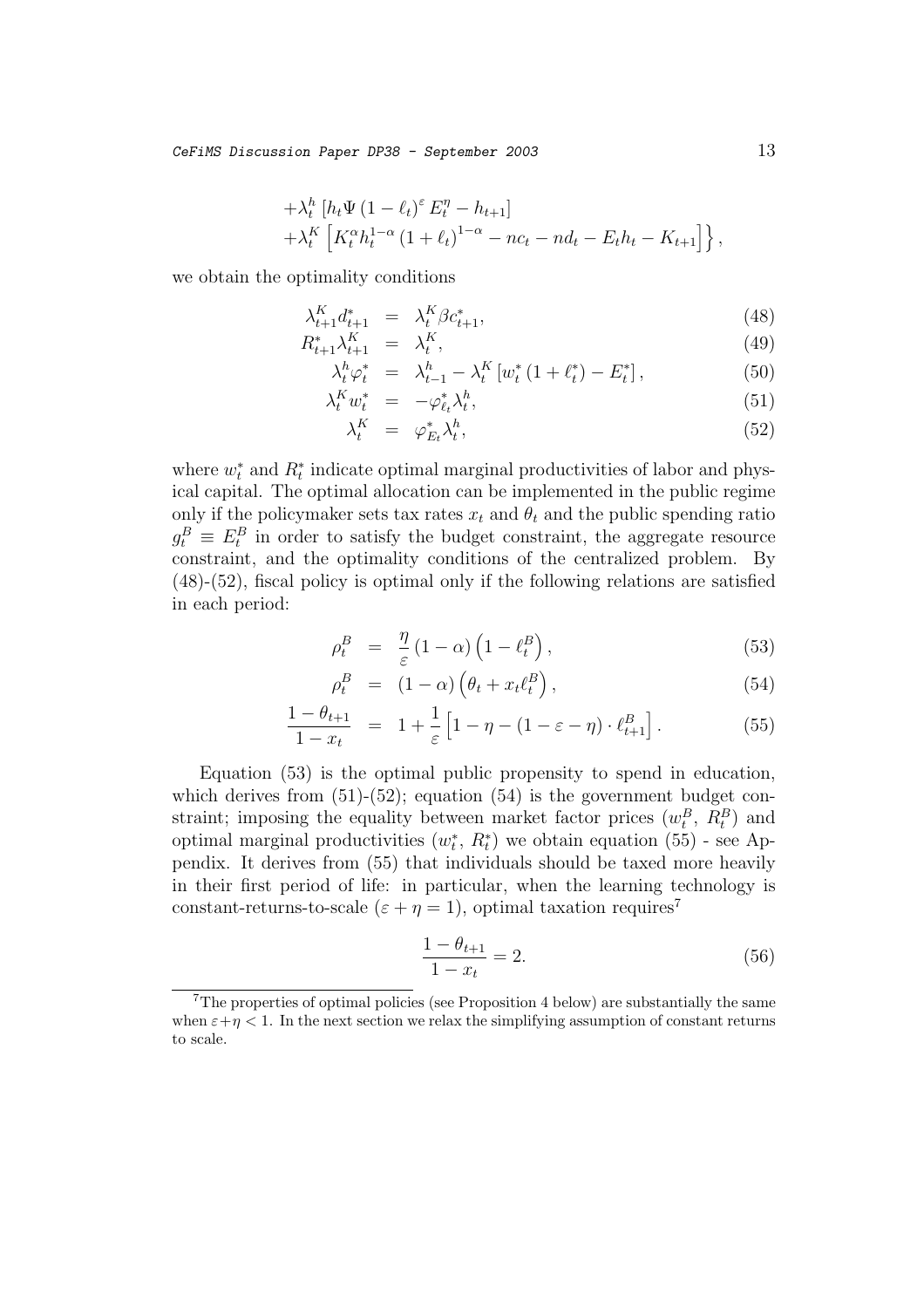$$+\lambda_t^h \left[ h_t \Psi \left(1-\ell_t\right)^{\varepsilon} E_t^{\eta} - h_{t+1} \right]$$
$$+\lambda_t^K \left[ K_t^{\alpha} h_t^{1-\alpha} \left(1+\ell_t\right)^{1-\alpha} - nc_t - nd_t - E_t h_t - K_{t+1} \right] \Big\},$$

we obtain the optimality conditions

$$\lambda_{t+1}^K d_{t+1}^* = \lambda_t^K \beta c_{t+1}^*, \tag{48}$$

$$R_{t+1}^* \lambda_{t+1}^K = \lambda_t^K, \tag{49}$$

$$\lambda_t^h \varphi_t^* = \lambda_{t-1}^h - \lambda_t^K \left[ w_t^* \left(1+\ell_t^*\right) - E_t^* \right], \tag{50}$$

$$\lambda_t^K w_t^* = -\varphi_{\ell_t}^* \lambda_t^h, \tag{51}$$

$$\lambda_t^K = \varphi_{E_t}^* \lambda_t^h, \tag{52}$$

where $w_t^*$ and $R_t^*$ indicate optimal marginal productivities of labor and physical capital. The optimal allocation can be implemented in the public regime only if the policymaker sets tax rates $x_t$ and $\theta_t$ and the public spending ratio $g_t^B \equiv E_t^B$ in order to satisfy the budget constraint, the aggregate resource constraint, and the optimality conditions of the centralized problem. By (48)-(52), fiscal policy is optimal only if the following relations are satisfied in each period:

$$\rho_t^B = \frac{\eta}{\varepsilon} \left(1-\alpha\right) \left(1-\ell_t^B\right), \tag{53}$$

$$\rho_t^B = \left(1-\alpha\right) \left(\theta_t + x_t \ell_t^B\right), \tag{54}$$

$$\frac{1-\theta_{t+1}}{1-x_t} = 1 + \frac{1}{\varepsilon} \left[ 1 - \eta - \left(1-\varepsilon-\eta\right) \cdot \ell_{t+1}^B \right]. \tag{55}$$

Equation (53) is the optimal public propensity to spend in education, which derives from (51)-(52); equation (54) is the government budget constraint; imposing the equality between market factor prices ($w_t^B$, $R_t^B$) and optimal marginal productivities ($w_t^*$, $R_t^*$) we obtain equation (55) - see Appendix. It derives from (55) that individuals should be taxed more heavily in their first period of life: in particular, when the learning technology is constant-returns-to-scale ($\varepsilon + \eta = 1$), optimal taxation requires[7]

$$\frac{1-\theta_{t+1}}{1-x_t} = 2. \tag{56}$$

[7] The properties of optimal policies (see Proposition 4 below) are substantially the same when $\varepsilon + \eta < 1$. In the next section we relax the simplifying assumption of constant returns to scale.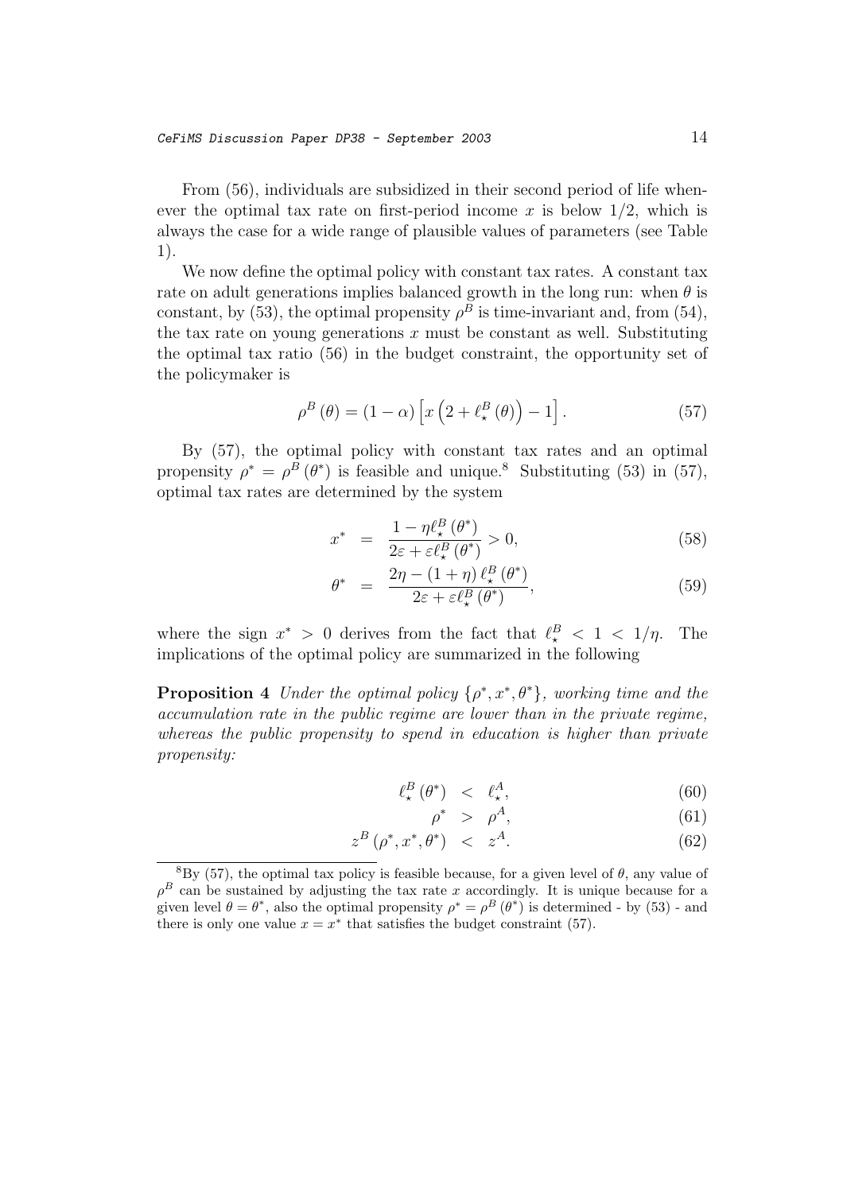From (56), individuals are subsidized in their second period of life whenever the optimal tax rate on first-period income $x$ is below $1/2$, which is always the case for a wide range of plausible values of parameters (see Table 1).

We now define the optimal policy with constant tax rates. A constant tax rate on adult generations implies balanced growth in the long run: when $\theta$ is constant, by (53), the optimal propensity $\rho^B$ is time-invariant and, from (54), the tax rate on young generations $x$ must be constant as well. Substituting the optimal tax ratio (56) in the budget constraint, the opportunity set of the policymaker is

$$\rho^B(\theta) = (1-\alpha)\left[x\left(2+\ell_\star^B(\theta)\right)-1\right]. \tag{57}$$

By (57), the optimal policy with constant tax rates and an optimal propensity $\rho^* = \rho^B(\theta^*)$ is feasible and unique.[8] Substituting (53) in (57), optimal tax rates are determined by the system

$$x^* = \frac{1-\eta\ell_\star^B(\theta^*)}{2\varepsilon+\varepsilon\ell_\star^B(\theta^*)} > 0, \tag{58}$$

$$\theta^* = \frac{2\eta-(1+\eta)\,\ell_\star^B(\theta^*)}{2\varepsilon+\varepsilon\ell_\star^B(\theta^*)}, \tag{59}$$

where the sign $x^* > 0$ derives from the fact that $\ell_\star^B < 1 < 1/\eta$. The implications of the optimal policy are summarized in the following

**Proposition 4** *Under the optimal policy* $\{\rho^*, x^*, \theta^*\}$*, working time and the accumulation rate in the public regime are lower than in the private regime, whereas the public propensity to spend in education is higher than private propensity:*

$$\ell_\star^B(\theta^*) < \ell_\star^A, \tag{60}$$

$$\rho^* > \rho^A, \tag{61}$$

$$z^B(\rho^*, x^*, \theta^*) < z^A. \tag{62}$$

---

[8] By (57), the optimal tax policy is feasible because, for a given level of $\theta$, any value of $\rho^B$ can be sustained by adjusting the tax rate $x$ accordingly. It is unique because for a given level $\theta = \theta^*$, also the optimal propensity $\rho^* = \rho^B(\theta^*)$ is determined - by (53) - and there is only one value $x = x^*$ that satisfies the budget constraint (57).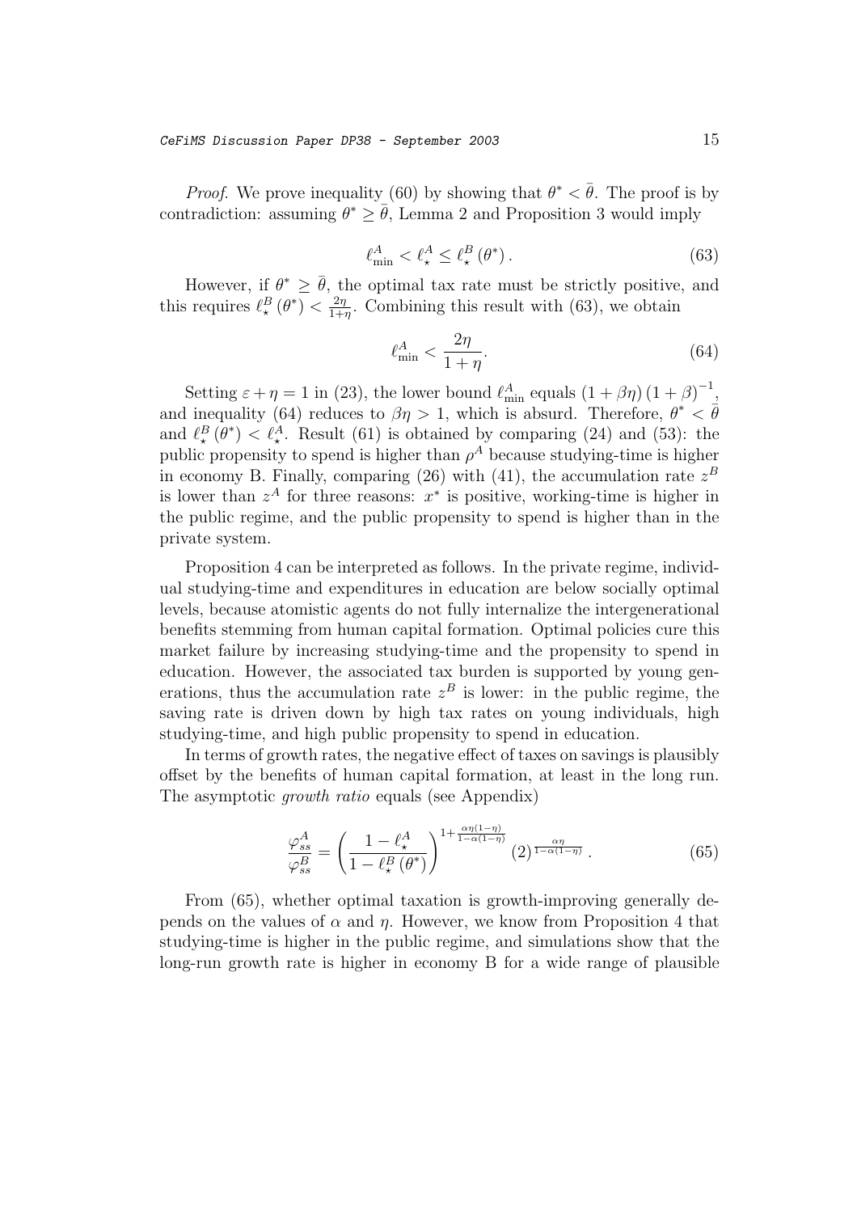*Proof.* We prove inequality (60) by showing that $\theta^* < \bar{\theta}$. The proof is by contradiction: assuming $\theta^* \geq \bar{\theta}$, Lemma 2 and Proposition 3 would imply

$$\ell_{\min}^A < \ell_\star^A \leq \ell_\star^B (\theta^*) . \tag{63}$$

However, if $\theta^* \geq \bar{\theta}$, the optimal tax rate must be strictly positive, and this requires $\ell_\star^B (\theta^*) < \frac{2\eta}{1+\eta}$. Combining this result with (63), we obtain

$$\ell_{\min}^A < \frac{2\eta}{1+\eta}. \tag{64}$$

Setting $\varepsilon + \eta = 1$ in (23), the lower bound $\ell_{\min}^A$ equals $(1+\beta\eta)(1+\beta)^{-1}$, and inequality (64) reduces to $\beta\eta > 1$, which is absurd. Therefore, $\theta^* < \bar{\theta}$ and $\ell_\star^B (\theta^*) < \ell_\star^A$. Result (61) is obtained by comparing (24) and (53): the public propensity to spend is higher than $\rho^A$ because studying-time is higher in economy B. Finally, comparing (26) with (41), the accumulation rate $z^B$ is lower than $z^A$ for three reasons: $x^*$ is positive, working-time is higher in the public regime, and the public propensity to spend is higher than in the private system.

Proposition 4 can be interpreted as follows. In the private regime, individual studying-time and expenditures in education are below socially optimal levels, because atomistic agents do not fully internalize the intergenerational benefits stemming from human capital formation. Optimal policies cure this market failure by increasing studying-time and the propensity to spend in education. However, the associated tax burden is supported by young generations, thus the accumulation rate $z^B$ is lower: in the public regime, the saving rate is driven down by high tax rates on young individuals, high studying-time, and high public propensity to spend in education.

In terms of growth rates, the negative effect of taxes on savings is plausibly offset by the benefits of human capital formation, at least in the long run. The asymptotic *growth ratio* equals (see Appendix)

$$\frac{\varphi_{ss}^A}{\varphi_{ss}^B} = \left( \frac{1-\ell_\star^A}{1-\ell_\star^B (\theta^*)} \right)^{1+\frac{\alpha\eta(1-\eta)}{1-\alpha(1-\eta)}} (2)^{\frac{\alpha\eta}{1-\alpha(1-\eta)}} . \tag{65}$$

From (65), whether optimal taxation is growth-improving generally depends on the values of $\alpha$ and $\eta$. However, we know from Proposition 4 that studying-time is higher in the public regime, and simulations show that the long-run growth rate is higher in economy B for a wide range of plausible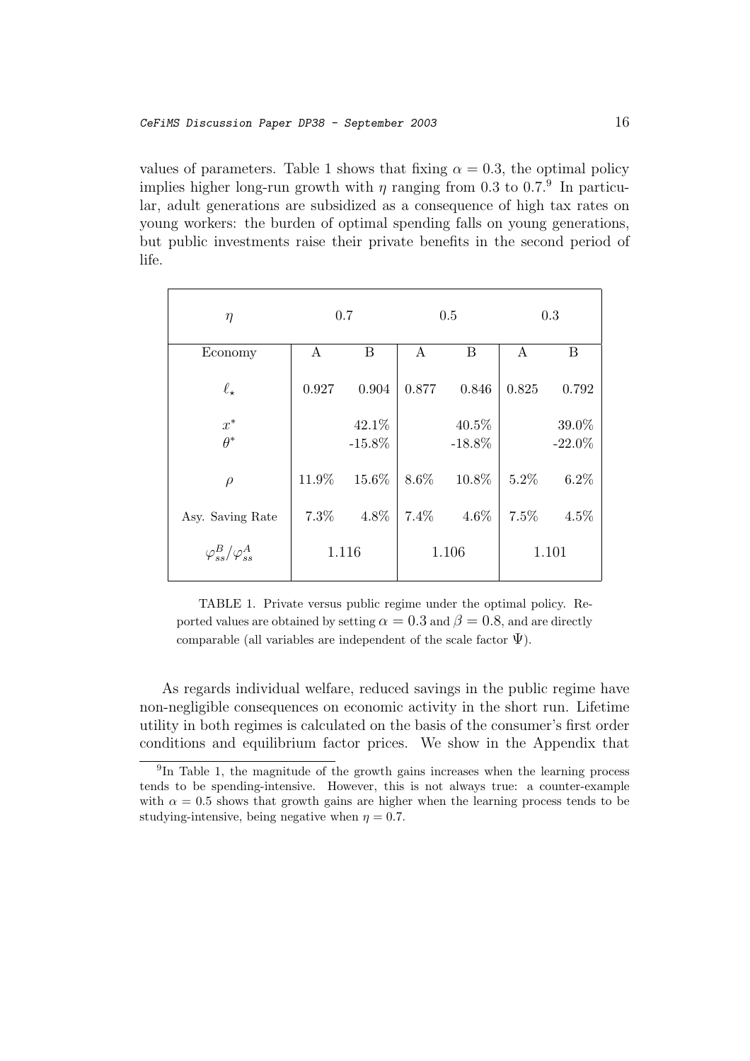values of parameters. Table 1 shows that fixing $\alpha = 0.3$, the optimal policy implies higher long-run growth with $\eta$ ranging from 0.3 to 0.7.[9] In particular, adult generations are subsidized as a consequence of high tax rates on young workers: the burden of optimal spending falls on young generations, but public investments raise their private benefits in the second period of life.

| $\eta$ | 0.7 | | 0.5 | | 0.3 | |
|---|---|---|---|---|---|---|
| Economy | A | B | A | B | A | B |
| $\ell_\star$ | 0.927 | 0.904 | 0.877 | 0.846 | 0.825 | 0.792 |
| $x^*$ | | 42.1% | | 40.5% | | 39.0% |
| $\theta^*$ | | -15.8% | | -18.8% | | -22.0% |
| $\rho$ | 11.9% | 15.6% | 8.6% | 10.8% | 5.2% | 6.2% |
| Asy. Saving Rate | 7.3% | 4.8% | 7.4% | 4.6% | 7.5% | 4.5% |
| $\varphi_{ss}^B/\varphi_{ss}^A$ | 1.116 | | 1.106 | | 1.101 | |

TABLE 1. Private versus public regime under the optimal policy. Reported values are obtained by setting $\alpha = 0.3$ and $\beta = 0.8$, and are directly comparable (all variables are independent of the scale factor $\Psi$).

As regards individual welfare, reduced savings in the public regime have non-negligible consequences on economic activity in the short run. Lifetime utility in both regimes is calculated on the basis of the consumer's first order conditions and equilibrium factor prices. We show in the Appendix that

[9] In Table 1, the magnitude of the growth gains increases when the learning process tends to be spending-intensive. However, this is not always true: a counter-example with $\alpha = 0.5$ shows that growth gains are higher when the learning process tends to be studying-intensive, being negative when $\eta = 0.7$.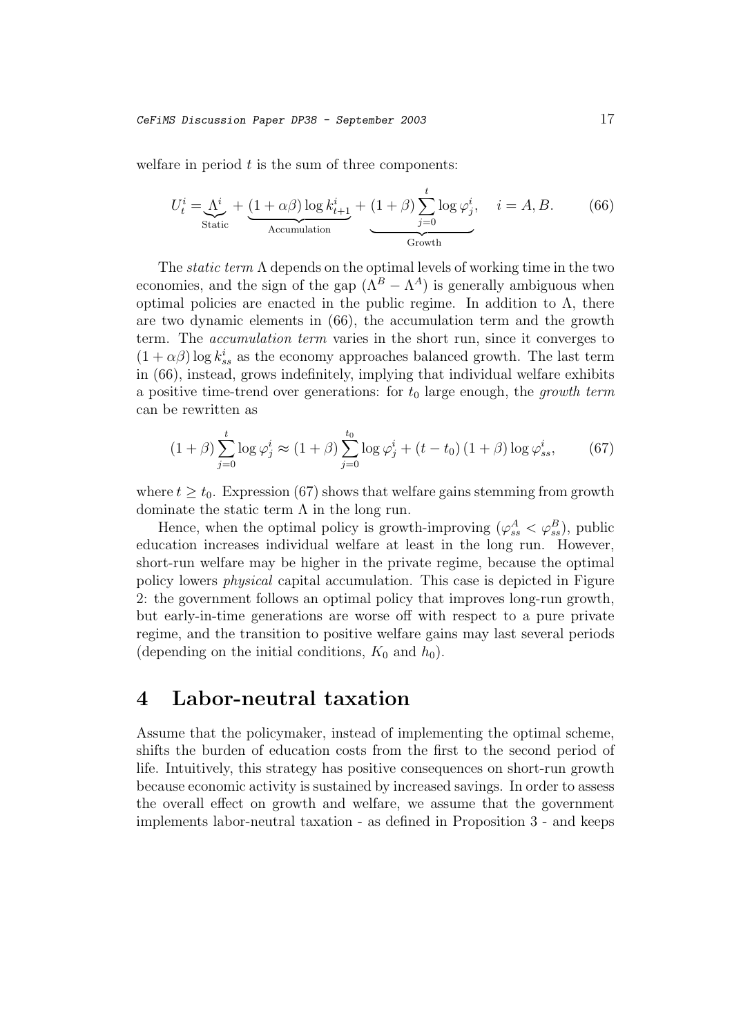welfare in period $t$ is the sum of three components:

$$U_t^i = \underbrace{\Lambda^i}_{\text{Static}} + \underbrace{(1+\alpha\beta)\log k_{t+1}^i}_{\text{Accumulation}} + \underbrace{(1+\beta)\sum_{j=0}^{t}\log\varphi_j^i}_{\text{Growth}}, \quad i = A, B. \tag{66}$$

The *static term* $\Lambda$ depends on the optimal levels of working time in the two economies, and the sign of the gap $(\Lambda^B - \Lambda^A)$ is generally ambiguous when optimal policies are enacted in the public regime. In addition to $\Lambda$, there are two dynamic elements in (66), the accumulation term and the growth term. The *accumulation term* varies in the short run, since it converges to $(1+\alpha\beta)\log k_{ss}^i$ as the economy approaches balanced growth. The last term in (66), instead, grows indefinitely, implying that individual welfare exhibits a positive time-trend over generations: for $t_0$ large enough, the *growth term* can be rewritten as

$$(1+\beta)\sum_{j=0}^{t}\log\varphi_j^i \approx (1+\beta)\sum_{j=0}^{t_0}\log\varphi_j^i + (t-t_0)(1+\beta)\log\varphi_{ss}^i, \tag{67}$$

where $t \geq t_0$. Expression (67) shows that welfare gains stemming from growth dominate the static term $\Lambda$ in the long run.

Hence, when the optimal policy is growth-improving $(\varphi_{ss}^A < \varphi_{ss}^B)$, public education increases individual welfare at least in the long run. However, short-run welfare may be higher in the private regime, because the optimal policy lowers *physical* capital accumulation. This case is depicted in Figure 2: the government follows an optimal policy that improves long-run growth, but early-in-time generations are worse off with respect to a pure private regime, and the transition to positive welfare gains may last several periods (depending on the initial conditions, $K_0$ and $h_0$).

# 4 Labor-neutral taxation

Assume that the policymaker, instead of implementing the optimal scheme, shifts the burden of education costs from the first to the second period of life. Intuitively, this strategy has positive consequences on short-run growth because economic activity is sustained by increased savings. In order to assess the overall effect on growth and welfare, we assume that the government implements labor-neutral taxation - as defined in Proposition 3 - and keeps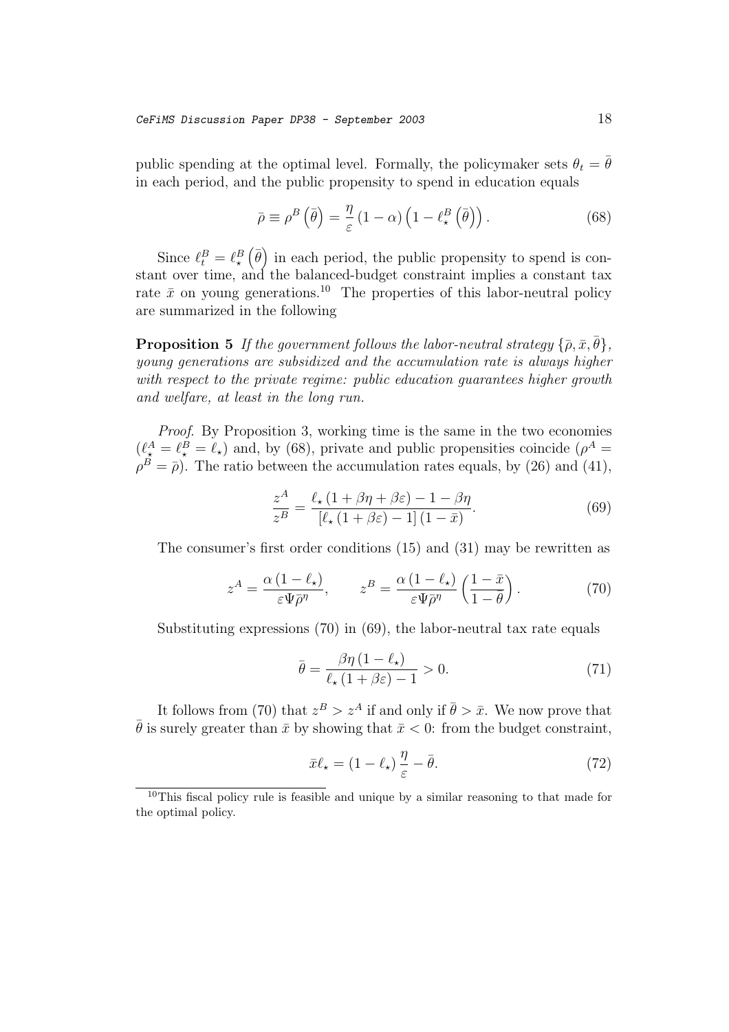public spending at the optimal level. Formally, the policymaker sets $\theta_t = \bar{\theta}$ in each period, and the public propensity to spend in education equals

$$\bar{\rho} \equiv \rho^B\left(\bar{\theta}\right) = \frac{\eta}{\varepsilon}\left(1-\alpha\right)\left(1-\ell_\star^B\left(\bar{\theta}\right)\right). \tag{68}$$

Since $\ell_t^B = \ell_\star^B\left(\bar{\theta}\right)$ in each period, the public propensity to spend is constant over time, and the balanced-budget constraint implies a constant tax rate $\bar{x}$ on young generations.[10] The properties of this labor-neutral policy are summarized in the following

**Proposition 5** *If the government follows the labor-neutral strategy $\{\bar{\rho}, \bar{x}, \bar{\theta}\}$, young generations are subsidized and the accumulation rate is always higher with respect to the private regime: public education guarantees higher growth and welfare, at least in the long run.*

*Proof.* By Proposition 3, working time is the same in the two economies ($\ell_\star^A = \ell_\star^B = \ell_\star$) and, by (68), private and public propensities coincide ($\rho^A = \rho^B = \bar{\rho}$). The ratio between the accumulation rates equals, by (26) and (41),

$$\frac{z^A}{z^B} = \frac{\ell_\star\left(1+\beta\eta+\beta\varepsilon\right)-1-\beta\eta}{\left[\ell_\star\left(1+\beta\varepsilon\right)-1\right]\left(1-\bar{x}\right)}. \tag{69}$$

The consumer's first order conditions (15) and (31) may be rewritten as

$$z^A = \frac{\alpha\left(1-\ell_\star\right)}{\varepsilon\Psi\bar{\rho}^\eta}, \qquad z^B = \frac{\alpha\left(1-\ell_\star\right)}{\varepsilon\Psi\bar{\rho}^\eta}\left(\frac{1-\bar{x}}{1-\bar{\theta}}\right). \tag{70}$$

Substituting expressions (70) in (69), the labor-neutral tax rate equals

$$\bar{\theta} = \frac{\beta\eta\left(1-\ell_\star\right)}{\ell_\star\left(1+\beta\varepsilon\right)-1} > 0. \tag{71}$$

It follows from (70) that $z^B > z^A$ if and only if $\bar{\theta} > \bar{x}$. We now prove that $\bar{\theta}$ is surely greater than $\bar{x}$ by showing that $\bar{x} < 0$: from the budget constraint,

$$\bar{x}\ell_\star = \left(1-\ell_\star\right)\frac{\eta}{\varepsilon} - \bar{\theta}. \tag{72}$$

[10] This fiscal policy rule is feasible and unique by a similar reasoning to that made for the optimal policy.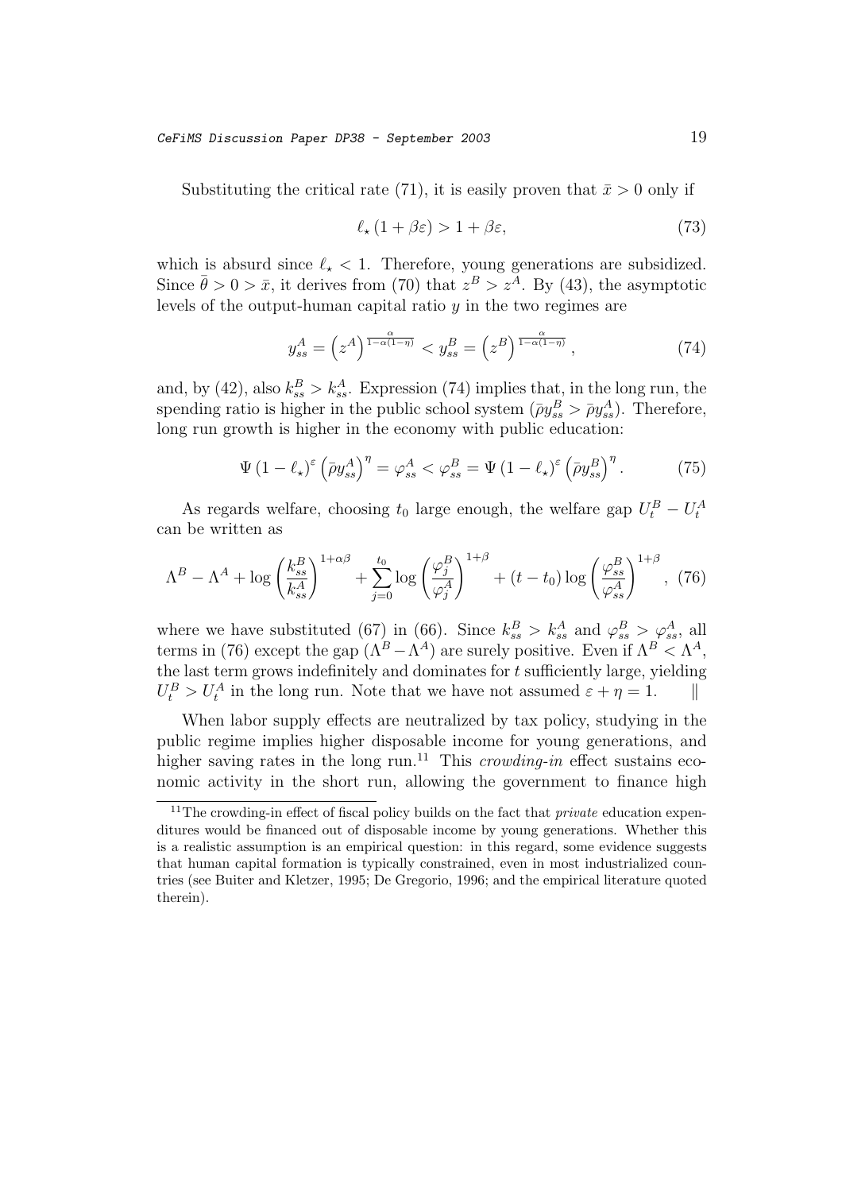Substituting the critical rate (71), it is easily proven that $\bar{x} > 0$ only if

$$\ell_\star (1 + \beta\varepsilon) > 1 + \beta\varepsilon, \tag{73}$$

which is absurd since $\ell_\star < 1$. Therefore, young generations are subsidized. Since $\bar{\theta} > 0 > \bar{x}$, it derives from (70) that $z^B > z^A$. By (43), the asymptotic levels of the output-human capital ratio $y$ in the two regimes are

$$y_{ss}^A = \left(z^A\right)^{\frac{\alpha}{1-\alpha(1-\eta)}} < y_{ss}^B = \left(z^B\right)^{\frac{\alpha}{1-\alpha(1-\eta)}}, \tag{74}$$

and, by (42), also $k_{ss}^B > k_{ss}^A$. Expression (74) implies that, in the long run, the spending ratio is higher in the public school system ($\bar{\rho} y_{ss}^B > \bar{\rho} y_{ss}^A$). Therefore, long run growth is higher in the economy with public education:

$$\Psi (1 - \ell_\star)^\varepsilon \left(\bar{\rho} y_{ss}^A\right)^\eta = \varphi_{ss}^A < \varphi_{ss}^B = \Psi (1 - \ell_\star)^\varepsilon \left(\bar{\rho} y_{ss}^B\right)^\eta. \tag{75}$$

As regards welfare, choosing $t_0$ large enough, the welfare gap $U_t^B - U_t^A$ can be written as

$$\Lambda^B - \Lambda^A + \log \left(\frac{k_{ss}^B}{k_{ss}^A}\right)^{1+\alpha\beta} + \sum_{j=0}^{t_0} \log \left(\frac{\varphi_j^B}{\varphi_j^A}\right)^{1+\beta} + (t - t_0) \log \left(\frac{\varphi_{ss}^B}{\varphi_{ss}^A}\right)^{1+\beta}, \tag{76}$$

where we have substituted (67) in (66). Since $k_{ss}^B > k_{ss}^A$ and $\varphi_{ss}^B > \varphi_{ss}^A$, all terms in (76) except the gap $(\Lambda^B - \Lambda^A)$ are surely positive. Even if $\Lambda^B < \Lambda^A$, the last term grows indefinitely and dominates for $t$ sufficiently large, yielding $U_t^B > U_t^A$ in the long run. Note that we have not assumed $\varepsilon + \eta = 1$. ‖

When labor supply effects are neutralized by tax policy, studying in the public regime implies higher disposable income for young generations, and higher saving rates in the long run.[11] This *crowding-in* effect sustains economic activity in the short run, allowing the government to finance high

[11] The crowding-in effect of fiscal policy builds on the fact that *private* education expenditures would be financed out of disposable income by young generations. Whether this is a realistic assumption is an empirical question: in this regard, some evidence suggests that human capital formation is typically constrained, even in most industrialized countries (see Buiter and Kletzer, 1995; De Gregorio, 1996; and the empirical literature quoted therein).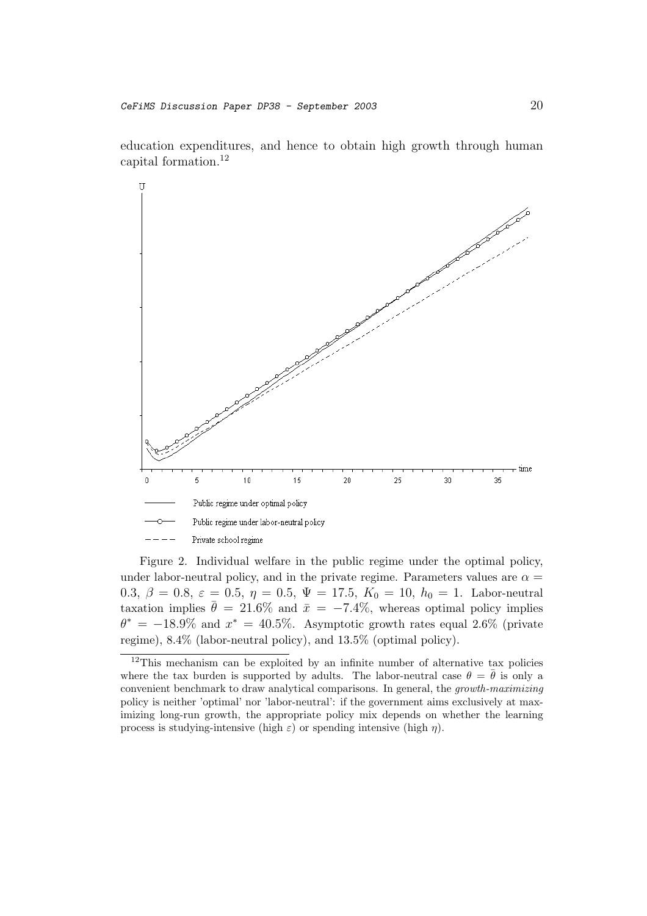education expenditures, and hence to obtain high growth through human capital formation.[12]

Figure 2. Individual welfare in the public regime under the optimal policy, under labor-neutral policy, and in the private regime. Parameters values are $\alpha = 0.3$, $\beta = 0.8$, $\varepsilon = 0.5$, $\eta = 0.5$, $\Psi = 17.5$, $K_0 = 10$, $h_0 = 1$. Labor-neutral taxation implies $\bar{\theta} = 21.6\%$ and $\bar{x} = -7.4\%$, whereas optimal policy implies $\theta^* = -18.9\%$ and $x^* = 40.5\%$. Asymptotic growth rates equal 2.6% (private regime), 8.4% (labor-neutral policy), and 13.5% (optimal policy).

[12] This mechanism can be exploited by an infinite number of alternative tax policies where the tax burden is supported by adults. The labor-neutral case $\theta = \bar{\theta}$ is only a convenient benchmark to draw analytical comparisons. In general, the *growth-maximizing* policy is neither 'optimal' nor 'labor-neutral': if the government aims exclusively at maximizing long-run growth, the appropriate policy mix depends on whether the learning process is studying-intensive (high $\varepsilon$) or spending intensive (high $\eta$).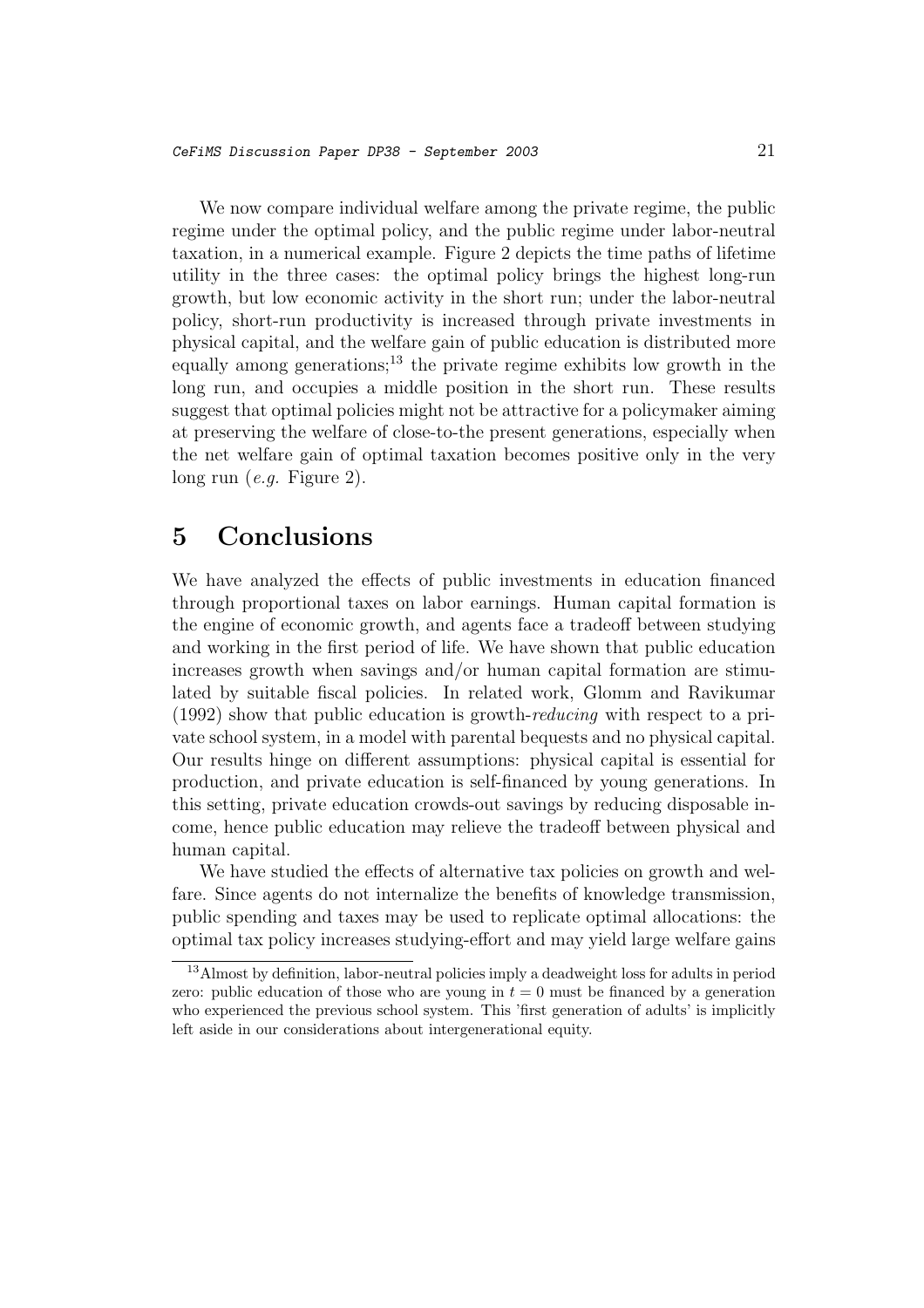We now compare individual welfare among the private regime, the public regime under the optimal policy, and the public regime under labor-neutral taxation, in a numerical example. Figure 2 depicts the time paths of lifetime utility in the three cases: the optimal policy brings the highest long-run growth, but low economic activity in the short run; under the labor-neutral policy, short-run productivity is increased through private investments in physical capital, and the welfare gain of public education is distributed more equally among generations;[13] the private regime exhibits low growth in the long run, and occupies a middle position in the short run. These results suggest that optimal policies might not be attractive for a policymaker aiming at preserving the welfare of close-to-the present generations, especially when the net welfare gain of optimal taxation becomes positive only in the very long run (*e.g.* Figure 2).

# 5 Conclusions

We have analyzed the effects of public investments in education financed through proportional taxes on labor earnings. Human capital formation is the engine of economic growth, and agents face a tradeoff between studying and working in the first period of life. We have shown that public education increases growth when savings and/or human capital formation are stimulated by suitable fiscal policies. In related work, Glomm and Ravikumar (1992) show that public education is growth-*reducing* with respect to a private school system, in a model with parental bequests and no physical capital. Our results hinge on different assumptions: physical capital is essential for production, and private education is self-financed by young generations. In this setting, private education crowds-out savings by reducing disposable income, hence public education may relieve the tradeoff between physical and human capital.

We have studied the effects of alternative tax policies on growth and welfare. Since agents do not internalize the benefits of knowledge transmission, public spending and taxes may be used to replicate optimal allocations: the optimal tax policy increases studying-effort and may yield large welfare gains

[13] Almost by definition, labor-neutral policies imply a deadweight loss for adults in period zero: public education of those who are young in $t = 0$ must be financed by a generation who experienced the previous school system. This 'first generation of adults' is implicitly left aside in our considerations about intergenerational equity.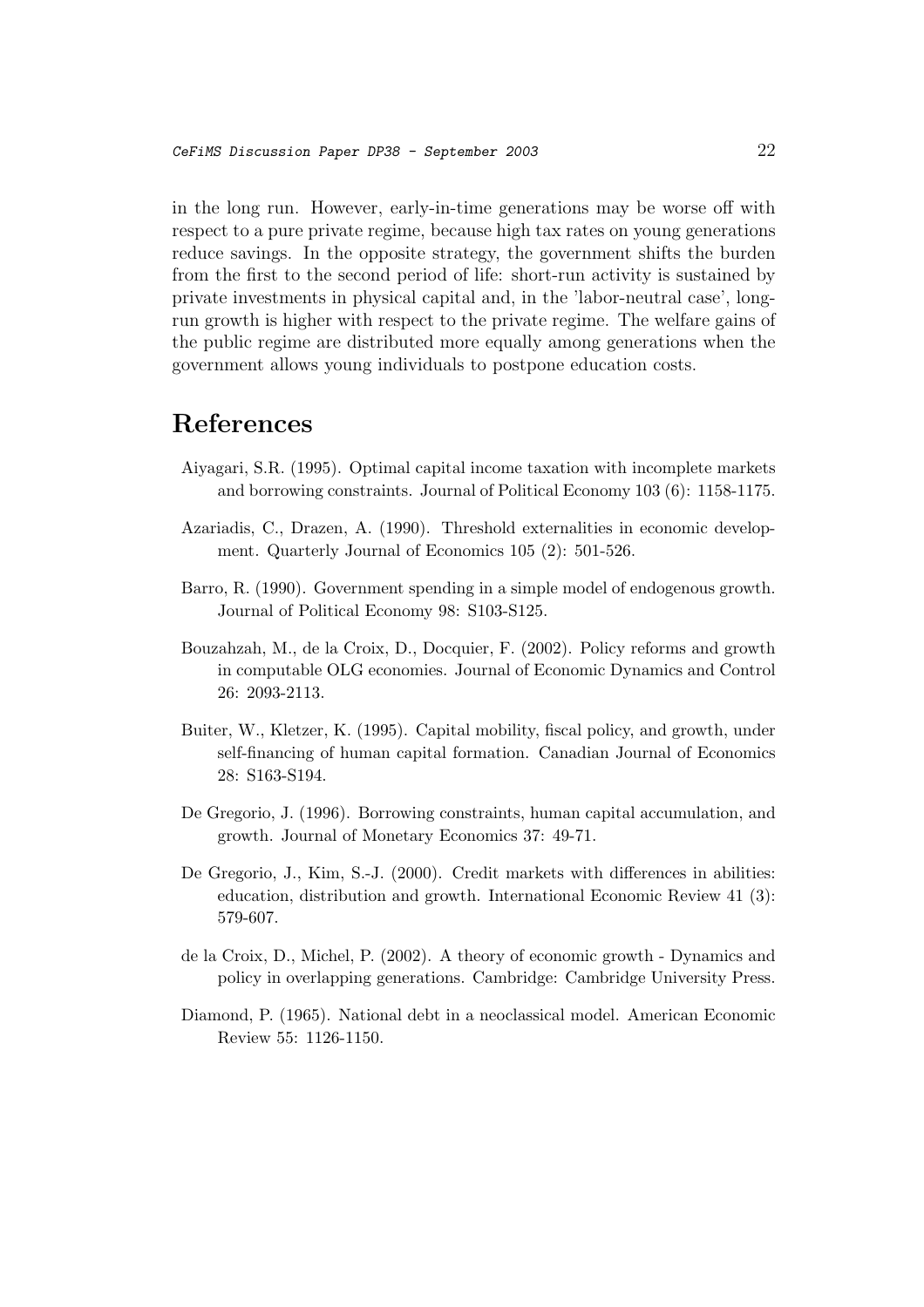in the long run. However, early-in-time generations may be worse off with respect to a pure private regime, because high tax rates on young generations reduce savings. In the opposite strategy, the government shifts the burden from the first to the second period of life: short-run activity is sustained by private investments in physical capital and, in the 'labor-neutral case', long-run growth is higher with respect to the private regime. The welfare gains of the public regime are distributed more equally among generations when the government allows young individuals to postpone education costs.

# References

Aiyagari, S.R. (1995). Optimal capital income taxation with incomplete markets and borrowing constraints. Journal of Political Economy 103 (6): 1158-1175.

Azariadis, C., Drazen, A. (1990). Threshold externalities in economic development. Quarterly Journal of Economics 105 (2): 501-526.

Barro, R. (1990). Government spending in a simple model of endogenous growth. Journal of Political Economy 98: S103-S125.

Bouzahzah, M., de la Croix, D., Docquier, F. (2002). Policy reforms and growth in computable OLG economies. Journal of Economic Dynamics and Control 26: 2093-2113.

Buiter, W., Kletzer, K. (1995). Capital mobility, fiscal policy, and growth, under self-financing of human capital formation. Canadian Journal of Economics 28: S163-S194.

De Gregorio, J. (1996). Borrowing constraints, human capital accumulation, and growth. Journal of Monetary Economics 37: 49-71.

De Gregorio, J., Kim, S.-J. (2000). Credit markets with differences in abilities: education, distribution and growth. International Economic Review 41 (3): 579-607.

de la Croix, D., Michel, P. (2002). A theory of economic growth - Dynamics and policy in overlapping generations. Cambridge: Cambridge University Press.

Diamond, P. (1965). National debt in a neoclassical model. American Economic Review 55: 1126-1150.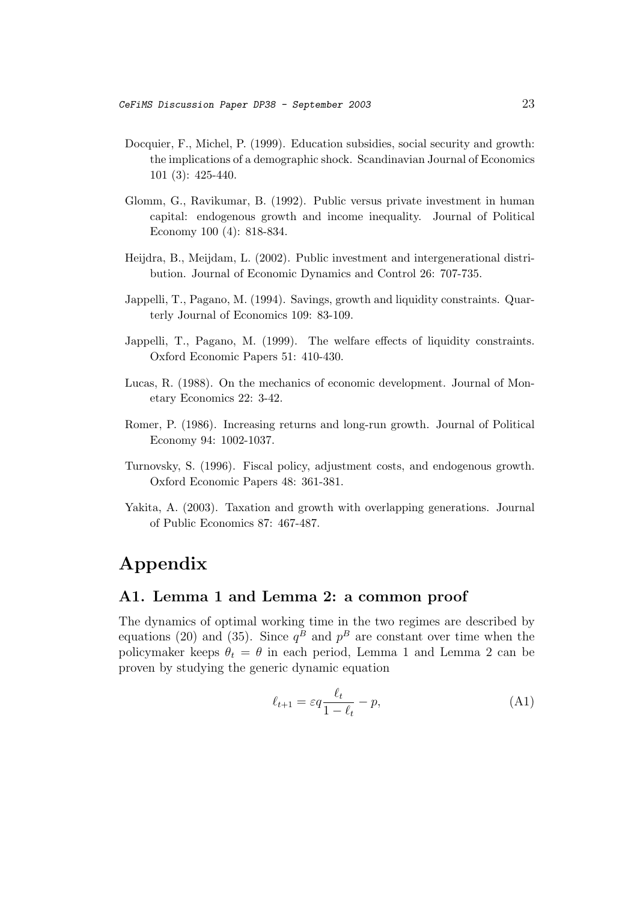Docquier, F., Michel, P. (1999). Education subsidies, social security and growth: the implications of a demographic shock. Scandinavian Journal of Economics 101 (3): 425-440.

Glomm, G., Ravikumar, B. (1992). Public versus private investment in human capital: endogenous growth and income inequality. Journal of Political Economy 100 (4): 818-834.

Heijdra, B., Meijdam, L. (2002). Public investment and intergenerational distribution. Journal of Economic Dynamics and Control 26: 707-735.

Jappelli, T., Pagano, M. (1994). Savings, growth and liquidity constraints. Quarterly Journal of Economics 109: 83-109.

Jappelli, T., Pagano, M. (1999). The welfare effects of liquidity constraints. Oxford Economic Papers 51: 410-430.

Lucas, R. (1988). On the mechanics of economic development. Journal of Monetary Economics 22: 3-42.

Romer, P. (1986). Increasing returns and long-run growth. Journal of Political Economy 94: 1002-1037.

Turnovsky, S. (1996). Fiscal policy, adjustment costs, and endogenous growth. Oxford Economic Papers 48: 361-381.

Yakita, A. (2003). Taxation and growth with overlapping generations. Journal of Public Economics 87: 467-487.

# Appendix

## A1. Lemma 1 and Lemma 2: a common proof

The dynamics of optimal working time in the two regimes are described by equations (20) and (35). Since $q^B$ and $p^B$ are constant over time when the policymaker keeps $\theta_t = \theta$ in each period, Lemma 1 and Lemma 2 can be proven by studying the generic dynamic equation

$$\ell_{t+1} = \varepsilon q \frac{\ell_t}{1 - \ell_t} - p, \tag{A1}$$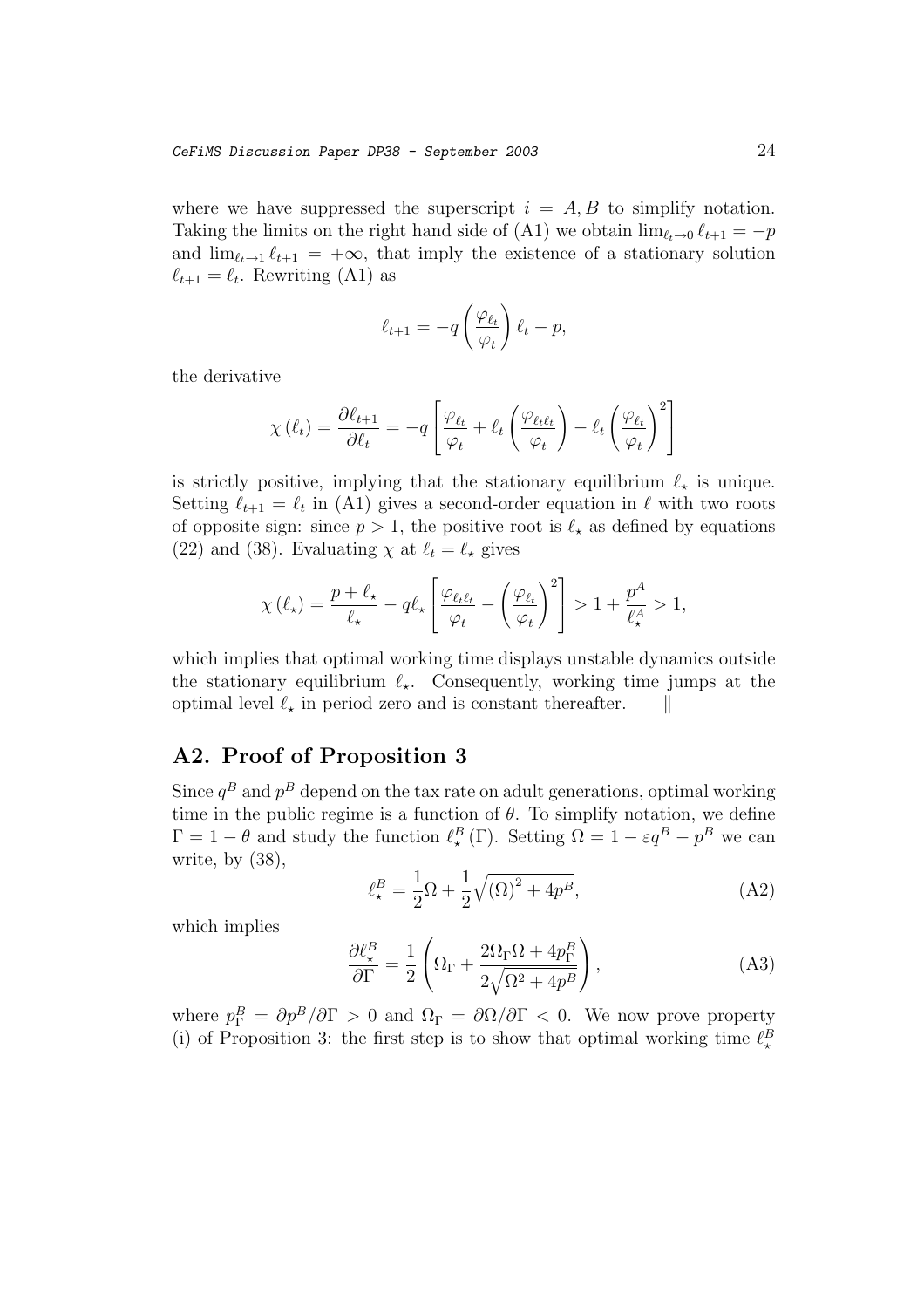where we have suppressed the superscript $i = A, B$ to simplify notation. Taking the limits on the right hand side of (A1) we obtain $\lim_{\ell_t \to 0} \ell_{t+1} = -p$ and $\lim_{\ell_t \to 1} \ell_{t+1} = +\infty$, that imply the existence of a stationary solution $\ell_{t+1} = \ell_t$. Rewriting (A1) as

$$\ell_{t+1} = -q \left( \frac{\varphi_{\ell_t}}{\varphi_t} \right) \ell_t - p,$$

the derivative

$$\chi(\ell_t) = \frac{\partial \ell_{t+1}}{\partial \ell_t} = -q \left[ \frac{\varphi_{\ell_t}}{\varphi_t} + \ell_t \left( \frac{\varphi_{\ell_t \ell_t}}{\varphi_t} \right) - \ell_t \left( \frac{\varphi_{\ell_t}}{\varphi_t} \right)^2 \right]$$

is strictly positive, implying that the stationary equilibrium $\ell_\star$ is unique. Setting $\ell_{t+1} = \ell_t$ in (A1) gives a second-order equation in $\ell$ with two roots of opposite sign: since $p > 1$, the positive root is $\ell_\star$ as defined by equations (22) and (38). Evaluating $\chi$ at $\ell_t = \ell_\star$ gives

$$\chi(\ell_\star) = \frac{p + \ell_\star}{\ell_\star} - q\ell_\star \left[ \frac{\varphi_{\ell_t \ell_t}}{\varphi_t} - \left( \frac{\varphi_{\ell_t}}{\varphi_t} \right)^2 \right] > 1 + \frac{p^A}{\ell_\star^A} > 1,$$

which implies that optimal working time displays unstable dynamics outside the stationary equilibrium $\ell_\star$. Consequently, working time jumps at the optimal level $\ell_\star$ in period zero and is constant thereafter. ‖

## A2. Proof of Proposition 3

Since $q^B$ and $p^B$ depend on the tax rate on adult generations, optimal working time in the public regime is a function of $\theta$. To simplify notation, we define $\Gamma = 1 - \theta$ and study the function $\ell_\star^B(\Gamma)$. Setting $\Omega = 1 - \varepsilon q^B - p^B$ we can write, by (38),

$$\ell_\star^B = \frac{1}{2}\Omega + \frac{1}{2}\sqrt{(\Omega)^2 + 4p^B}, \tag{A2}$$

which implies

$$\frac{\partial \ell_\star^B}{\partial \Gamma} = \frac{1}{2} \left( \Omega_\Gamma + \frac{2\Omega_\Gamma \Omega + 4p_\Gamma^B}{2\sqrt{\Omega^2 + 4p^B}} \right), \tag{A3}$$

where $p_\Gamma^B = \partial p^B / \partial \Gamma > 0$ and $\Omega_\Gamma = \partial \Omega / \partial \Gamma < 0$. We now prove property (i) of Proposition 3: the first step is to show that optimal working time $\ell_\star^B$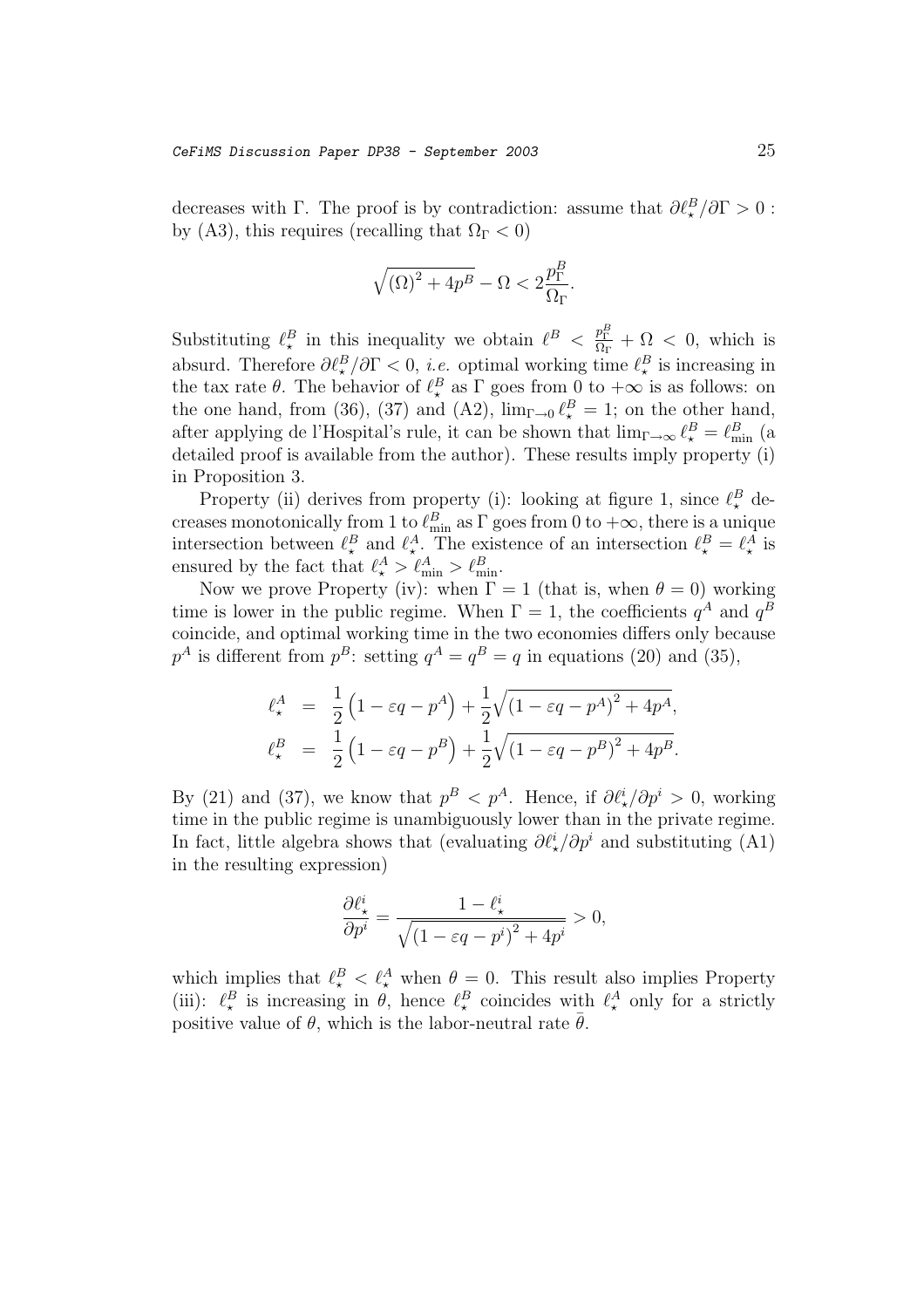decreases with $\Gamma$. The proof is by contradiction: assume that $\partial \ell_\star^B / \partial \Gamma > 0$ : by (A3), this requires (recalling that $\Omega_\Gamma < 0$)

$$\sqrt{(\Omega)^2 + 4p^B} - \Omega < 2\frac{p_\Gamma^B}{\Omega_\Gamma}.$$

Substituting $\ell_\star^B$ in this inequality we obtain $\ell^B < \frac{p_\Gamma^B}{\Omega_\Gamma} + \Omega < 0$, which is absurd. Therefore $\partial \ell_\star^B / \partial \Gamma < 0$, *i.e.* optimal working time $\ell_\star^B$ is increasing in the tax rate $\theta$. The behavior of $\ell_\star^B$ as $\Gamma$ goes from 0 to $+\infty$ is as follows: on the one hand, from (36), (37) and (A2), $\lim_{\Gamma \to 0} \ell_\star^B = 1$; on the other hand, after applying de l'Hospital's rule, it can be shown that $\lim_{\Gamma \to \infty} \ell_\star^B = \ell_{\min}^B$ (a detailed proof is available from the author). These results imply property (i) in Proposition 3.

Property (ii) derives from property (i): looking at figure 1, since $\ell_\star^B$ decreases monotonically from 1 to $\ell_{\min}^B$ as $\Gamma$ goes from 0 to $+\infty$, there is a unique intersection between $\ell_\star^B$ and $\ell_\star^A$. The existence of an intersection $\ell_\star^B = \ell_\star^A$ is ensured by the fact that $\ell_\star^A > \ell_{\min}^A > \ell_{\min}^B$.

Now we prove Property (iv): when $\Gamma = 1$ (that is, when $\theta = 0$) working time is lower in the public regime. When $\Gamma = 1$, the coefficients $q^A$ and $q^B$ coincide, and optimal working time in the two economies differs only because $p^A$ is different from $p^B$: setting $q^A = q^B = q$ in equations (20) and (35),

$$\begin{aligned}
\ell_\star^A &= \frac{1}{2}\left(1 - \varepsilon q - p^A\right) + \frac{1}{2}\sqrt{\left(1 - \varepsilon q - p^A\right)^2 + 4p^A}, \\
\ell_\star^B &= \frac{1}{2}\left(1 - \varepsilon q - p^B\right) + \frac{1}{2}\sqrt{\left(1 - \varepsilon q - p^B\right)^2 + 4p^B}.
\end{aligned}$$

By (21) and (37), we know that $p^B < p^A$. Hence, if $\partial \ell_\star^i / \partial p^i > 0$, working time in the public regime is unambiguously lower than in the private regime. In fact, little algebra shows that (evaluating $\partial \ell_\star^i / \partial p^i$ and substituting (A1) in the resulting expression)

$$\frac{\partial \ell_\star^i}{\partial p^i} = \frac{1 - \ell_\star^i}{\sqrt{\left(1 - \varepsilon q - p^i\right)^2 + 4p^i}} > 0,$$

which implies that $\ell_\star^B < \ell_\star^A$ when $\theta = 0$. This result also implies Property (iii): $\ell_\star^B$ is increasing in $\theta$, hence $\ell_\star^B$ coincides with $\ell_\star^A$ only for a strictly positive value of $\theta$, which is the labor-neutral rate $\bar{\theta}$.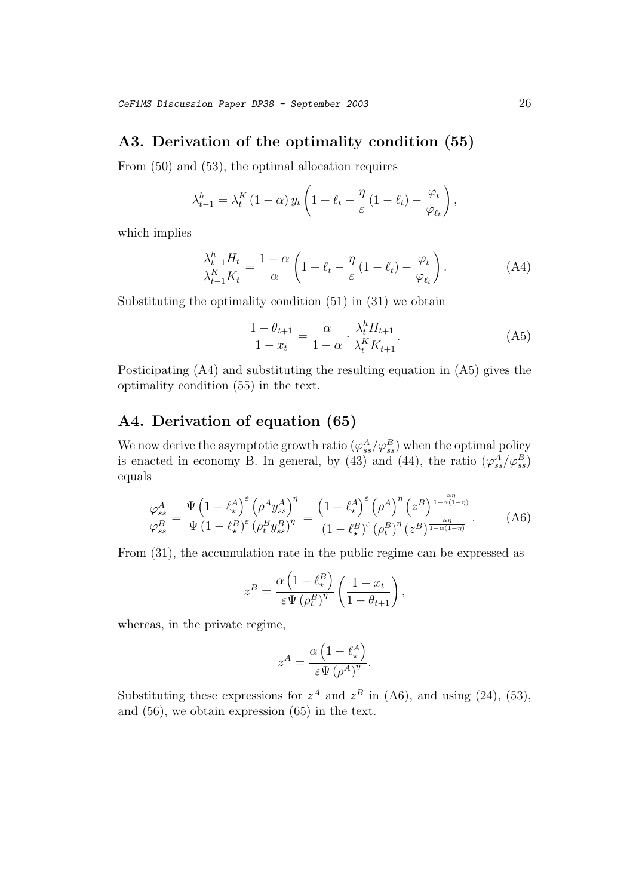## A3. Derivation of the optimality condition (55)

From (50) and (53), the optimal allocation requires

$$\lambda_{t-1}^{h} = \lambda_{t}^{K} (1-\alpha) y_{t} \left( 1 + \ell_{t} - \frac{\eta}{\varepsilon} (1-\ell_{t}) - \frac{\varphi_{t}}{\varphi_{\ell_{t}}} \right),$$

which implies

$$\frac{\lambda_{t-1}^{h} H_{t}}{\lambda_{t-1}^{K} K_{t}} = \frac{1-\alpha}{\alpha} \left( 1 + \ell_{t} - \frac{\eta}{\varepsilon} (1-\ell_{t}) - \frac{\varphi_{t}}{\varphi_{\ell_{t}}} \right). \tag{A4}$$

Substituting the optimality condition (51) in (31) we obtain

$$\frac{1-\theta_{t+1}}{1-x_{t}} = \frac{\alpha}{1-\alpha} \cdot \frac{\lambda_{t}^{h} H_{t+1}}{\lambda_{t}^{K} K_{t+1}}. \tag{A5}$$

Posticipating (A4) and substituting the resulting equation in (A5) gives the optimality condition (55) in the text.

## A4. Derivation of equation (65)

We now derive the asymptotic growth ratio $(\varphi_{ss}^{A}/\varphi_{ss}^{B})$ when the optimal policy is enacted in economy B. In general, by (43) and (44), the ratio $(\varphi_{ss}^{A}/\varphi_{ss}^{B})$ equals

$$\frac{\varphi_{ss}^{A}}{\varphi_{ss}^{B}} = \frac{\Psi \left(1-\ell_{\star}^{A}\right)^{\varepsilon} \left(\rho^{A} y_{ss}^{A}\right)^{\eta}}{\Psi \left(1-\ell_{\star}^{B}\right)^{\varepsilon} \left(\rho_{t}^{B} y_{ss}^{B}\right)^{\eta}} = \frac{\left(1-\ell_{\star}^{A}\right)^{\varepsilon} \left(\rho^{A}\right)^{\eta} \left(z^{B}\right)^{\frac{\alpha\eta}{1-\alpha(1-\eta)}}}{\left(1-\ell_{\star}^{B}\right)^{\varepsilon} \left(\rho_{t}^{B}\right)^{\eta} \left(z^{B}\right)^{\frac{\alpha\eta}{1-\alpha(1-\eta)}}}. \tag{A6}$$

From (31), the accumulation rate in the public regime can be expressed as

$$z^{B} = \frac{\alpha \left(1-\ell_{\star}^{B}\right)}{\varepsilon \Psi \left(\rho_{t}^{B}\right)^{\eta}} \left( \frac{1-x_{t}}{1-\theta_{t+1}} \right),$$

whereas, in the private regime,

$$z^{A} = \frac{\alpha \left(1-\ell_{\star}^{A}\right)}{\varepsilon \Psi \left(\rho^{A}\right)^{\eta}}.$$

Substituting these expressions for $z^{A}$ and $z^{B}$ in (A6), and using (24), (53), and (56), we obtain expression (65) in the text.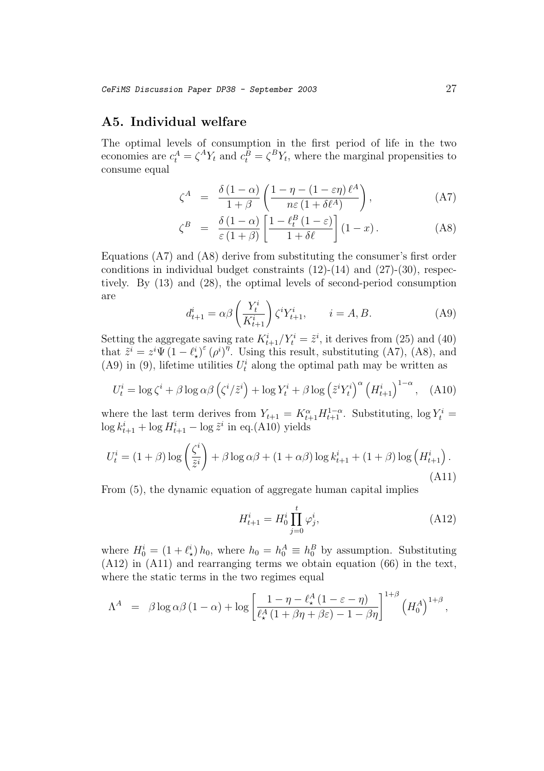## A5. Individual welfare

The optimal levels of consumption in the first period of life in the two economies are $c_t^A = \zeta^A Y_t$ and $c_t^B = \zeta^B Y_t$, where the marginal propensities to consume equal

$$\zeta^A = \frac{\delta(1-\alpha)}{1+\beta}\left(\frac{1-\eta-(1-\varepsilon\eta)\ell^A}{n\varepsilon(1+\delta\ell^A)}\right), \tag{A7}$$

$$\zeta^B = \frac{\delta(1-\alpha)}{\varepsilon(1+\beta)}\left[\frac{1-\ell_t^B(1-\varepsilon)}{1+\delta\ell}\right](1-x). \tag{A8}$$

Equations (A7) and (A8) derive from substituting the consumer's first order conditions in individual budget constraints (12)-(14) and (27)-(30), respectively. By (13) and (28), the optimal levels of second-period consumption are

$$d_{t+1}^i = \alpha\beta\left(\frac{Y_t^i}{K_{t+1}^i}\right)\zeta^i Y_{t+1}^i, \qquad i = A, B. \tag{A9}$$

Setting the aggregate saving rate $K_{t+1}^i/Y_t^i = \tilde{z}^i$, it derives from (25) and (40) that $\tilde{z}^i = z^i \Psi(1-\ell_\star^i)^\varepsilon (\rho^i)^\eta$. Using this result, substituting (A7), (A8), and (A9) in (9), lifetime utilities $U_t^i$ along the optimal path may be written as

$$U_t^i = \log\zeta^i + \beta\log\alpha\beta\left(\zeta^i/\tilde{z}^i\right) + \log Y_t^i + \beta\log\left(\tilde{z}^i Y_t^i\right)^\alpha\left(H_{t+1}^i\right)^{1-\alpha}, \tag{A10}$$

where the last term derives from $Y_{t+1} = K_{t+1}^\alpha H_{t+1}^{1-\alpha}$. Substituting, $\log Y_t^i = \log k_{t+1}^i + \log H_{t+1}^i - \log\tilde{z}^i$ in eq.(A10) yields

$$U_t^i = (1+\beta)\log\left(\frac{\zeta^i}{\tilde{z}^i}\right) + \beta\log\alpha\beta + (1+\alpha\beta)\log k_{t+1}^i + (1+\beta)\log\left(H_{t+1}^i\right). \tag{A11}$$

From (5), the dynamic equation of aggregate human capital implies

$$H_{t+1}^i = H_0^i \prod_{j=0}^{t} \varphi_j^i, \tag{A12}$$

where $H_0^i = (1+\ell_\star^i)h_0$, where $h_0 = h_0^A \equiv h_0^B$ by assumption. Substituting (A12) in (A11) and rearranging terms we obtain equation (66) in the text, where the static terms in the two regimes equal

$$\Lambda^A = \beta\log\alpha\beta(1-\alpha) + \log\left[\frac{1-\eta-\ell_\star^A(1-\varepsilon-\eta)}{\ell_\star^A(1+\beta\eta+\beta\varepsilon)-1-\beta\eta}\right]^{1+\beta}\left(H_0^A\right)^{1+\beta},$$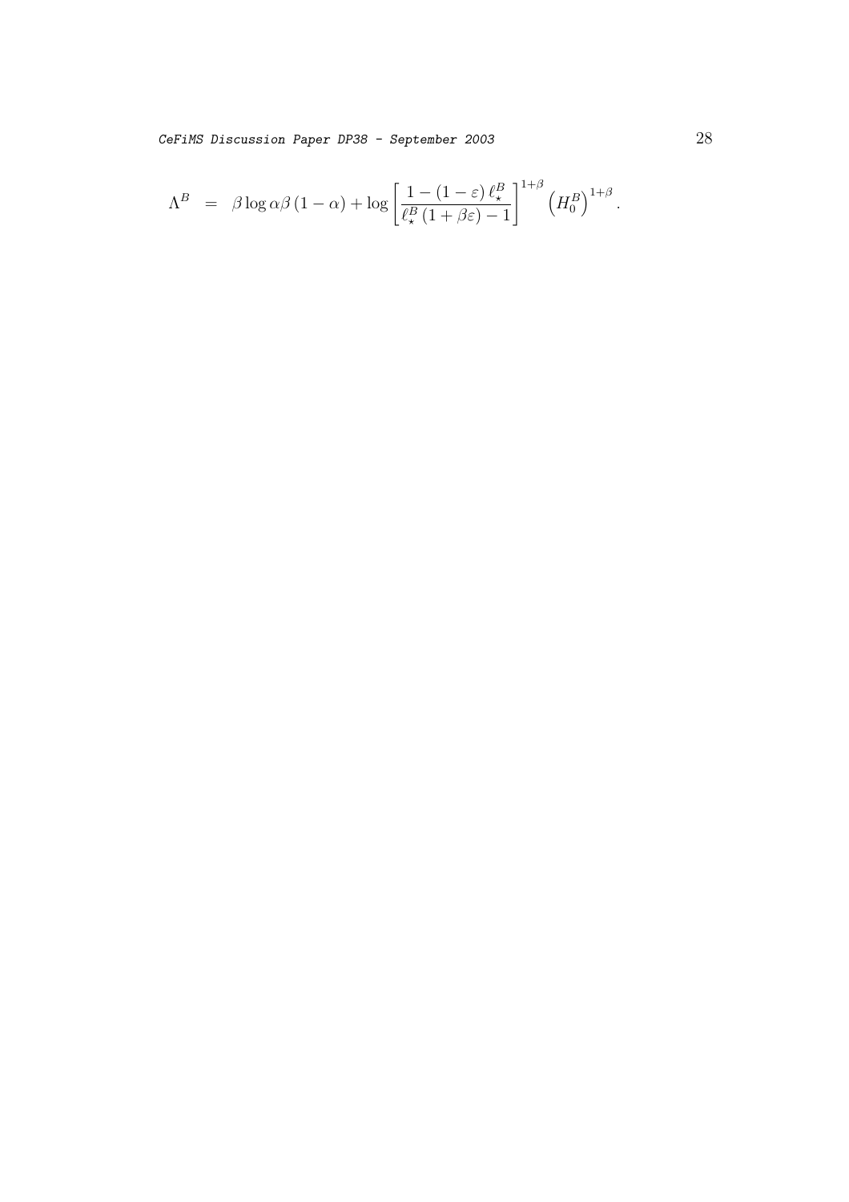$$\Lambda^B \quad = \quad \beta \log \alpha\beta\,(1-\alpha) + \log \left[ \frac{1-(1-\varepsilon)\,\ell_\star^B}{\ell_\star^B\,(1+\beta\varepsilon)-1} \right]^{1+\beta} \left( H_0^B \right)^{1+\beta}.$$